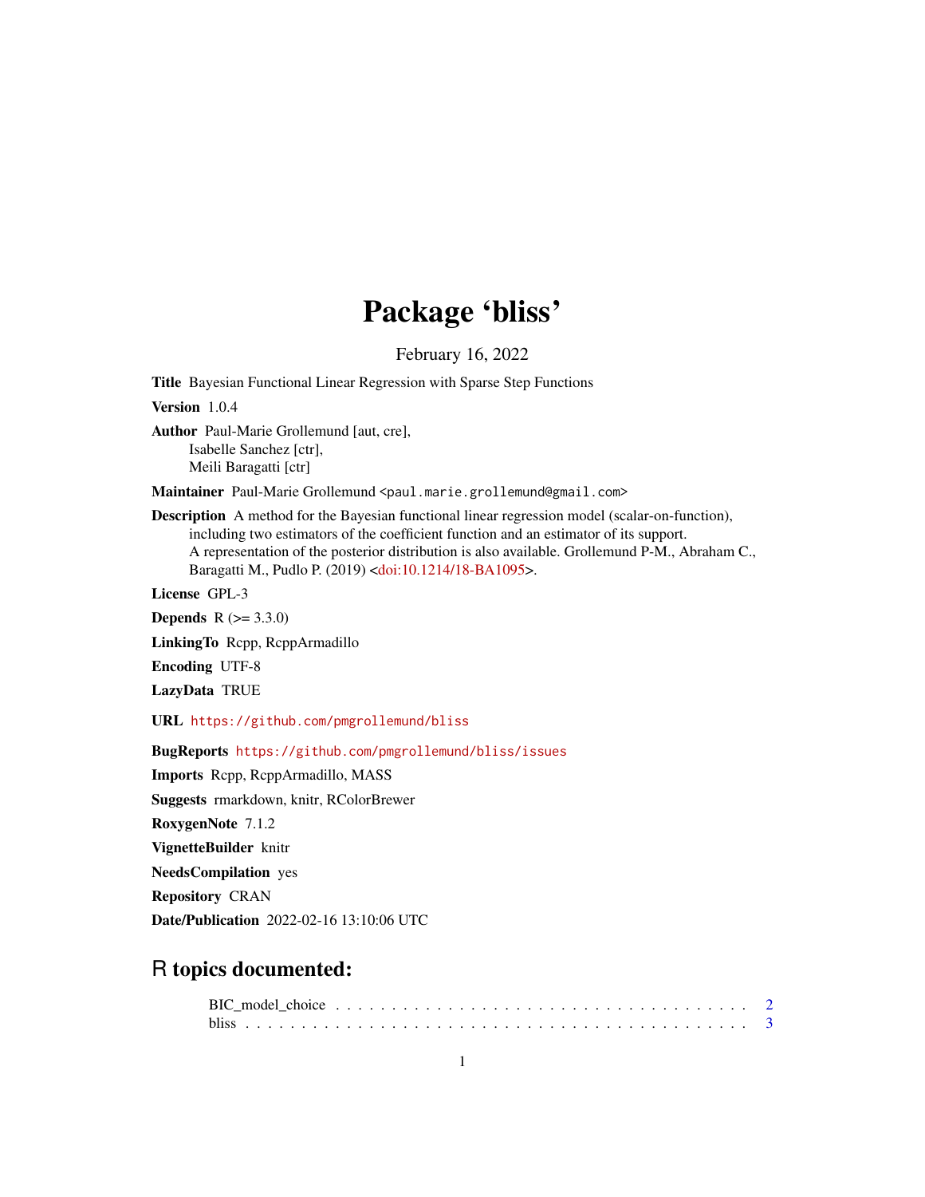# Package 'bliss'

February 16, 2022

**Title** Bayesian Functional Linear Regression with Sparse Step Functions

**Version** 1.0.4

**Author** Paul-Marie Grollemund [aut, cre],
Isabelle Sanchez [ctr],
Meili Baragatti [ctr]

**Maintainer** Paul-Marie Grollemund <paul.marie.grollemund@gmail.com>

**Description** A method for the Bayesian functional linear regression model (scalar-on-function), including two estimators of the coefficient function and an estimator of its support. A representation of the posterior distribution is also available. Grollemund P-M., Abraham C., Baragatti M., Pudlo P. (2019) <doi:10.1214/18-BA1095>.

**License** GPL-3

**Depends** R (>= 3.3.0)

**LinkingTo** Rcpp, RcppArmadillo

**Encoding** UTF-8

**LazyData** TRUE

**URL** https://github.com/pmgrollemund/bliss

**BugReports** https://github.com/pmgrollemund/bliss/issues

**Imports** Rcpp, RcppArmadillo, MASS

**Suggests** rmarkdown, knitr, RColorBrewer

**RoxygenNote** 7.1.2

**VignetteBuilder** knitr

**NeedsCompilation** yes

**Repository** CRAN

**Date/Publication** 2022-02-16 13:10:06 UTC

## R topics documented:

BIC_model_choice . . . . . . . . . . . . . . . . . . . . . . . . . . . . . . . . . . . . 2
bliss . . . . . . . . . . . . . . . . . . . . . . . . . . . . . . . . . . . . . . . . . . . 3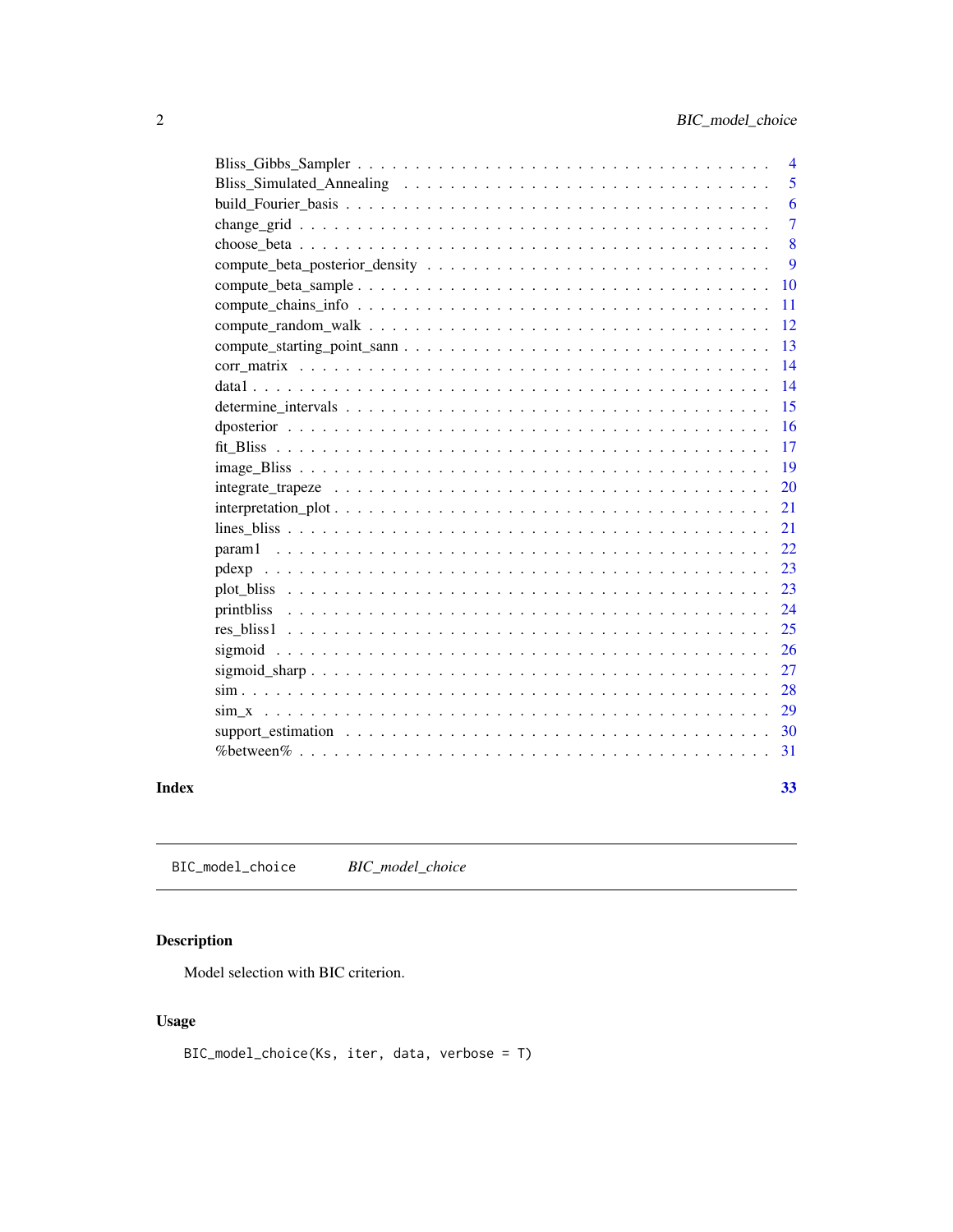| | |
|---|---|
| Bliss_Gibbs_Sampler | 4 |
| Bliss_Simulated_Annealing | 5 |
| build_Fourier_basis | 6 |
| change_grid | 7 |
| choose_beta | 8 |
| compute_beta_posterior_density | 9 |
| compute_beta_sample | 10 |
| compute_chains_info | 11 |
| compute_random_walk | 12 |
| compute_starting_point_sann | 13 |
| corr_matrix | 14 |
| data1 | 14 |
| determine_intervals | 15 |
| dposterior | 16 |
| fit_Bliss | 17 |
| image_Bliss | 19 |
| integrate_trapeze | 20 |
| interpretation_plot | 21 |
| lines_bliss | 21 |
| param1 | 22 |
| pdexp | 23 |
| plot_bliss | 23 |
| printbliss | 24 |
| res_bliss1 | 25 |
| sigmoid | 26 |
| sigmoid_sharp | 27 |
| sim | 28 |
| sim_x | 29 |
| support_estimation | 30 |
| %between% | 31 |

**Index** 33

---

`BIC_model_choice` *BIC_model_choice*

---

## Description

Model selection with BIC criterion.

## Usage

```
BIC_model_choice(Ks, iter, data, verbose = T)
```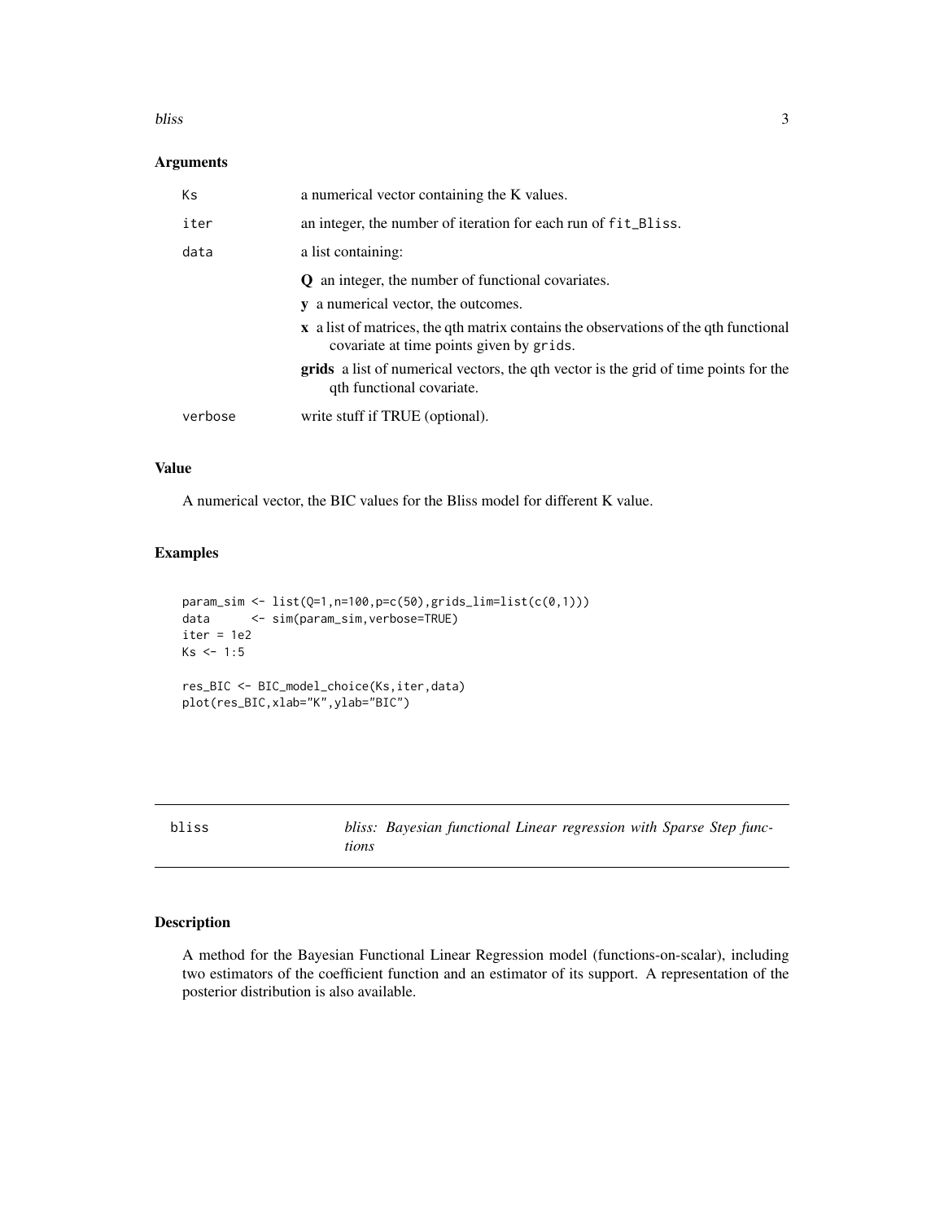### Arguments

| | |
|---|---|
| Ks | a numerical vector containing the K values. |
| iter | an integer, the number of iteration for each run of fit_Bliss. |
| data | a list containing:<br>**Q** an integer, the number of functional covariates.<br>**y** a numerical vector, the outcomes.<br>**x** a list of matrices, the qth matrix contains the observations of the qth functional covariate at time points given by grids.<br>**grids** a list of numerical vectors, the qth vector is the grid of time points for the qth functional covariate. |
| verbose | write stuff if TRUE (optional). |

### Value

A numerical vector, the BIC values for the Bliss model for different K value.

### Examples

```
param_sim <- list(Q=1,n=100,p=c(50),grids_lim=list(c(0,1)))
data      <- sim(param_sim,verbose=TRUE)
iter = 1e2
Ks <- 1:5

res_BIC <- BIC_model_choice(Ks,iter,data)
plot(res_BIC,xlab="K",ylab="BIC")
```

## bliss — *bliss: Bayesian functional Linear regression with Sparse Step functions*

### Description

A method for the Bayesian Functional Linear Regression model (functions-on-scalar), including two estimators of the coefficient function and an estimator of its support. A representation of the posterior distribution is also available.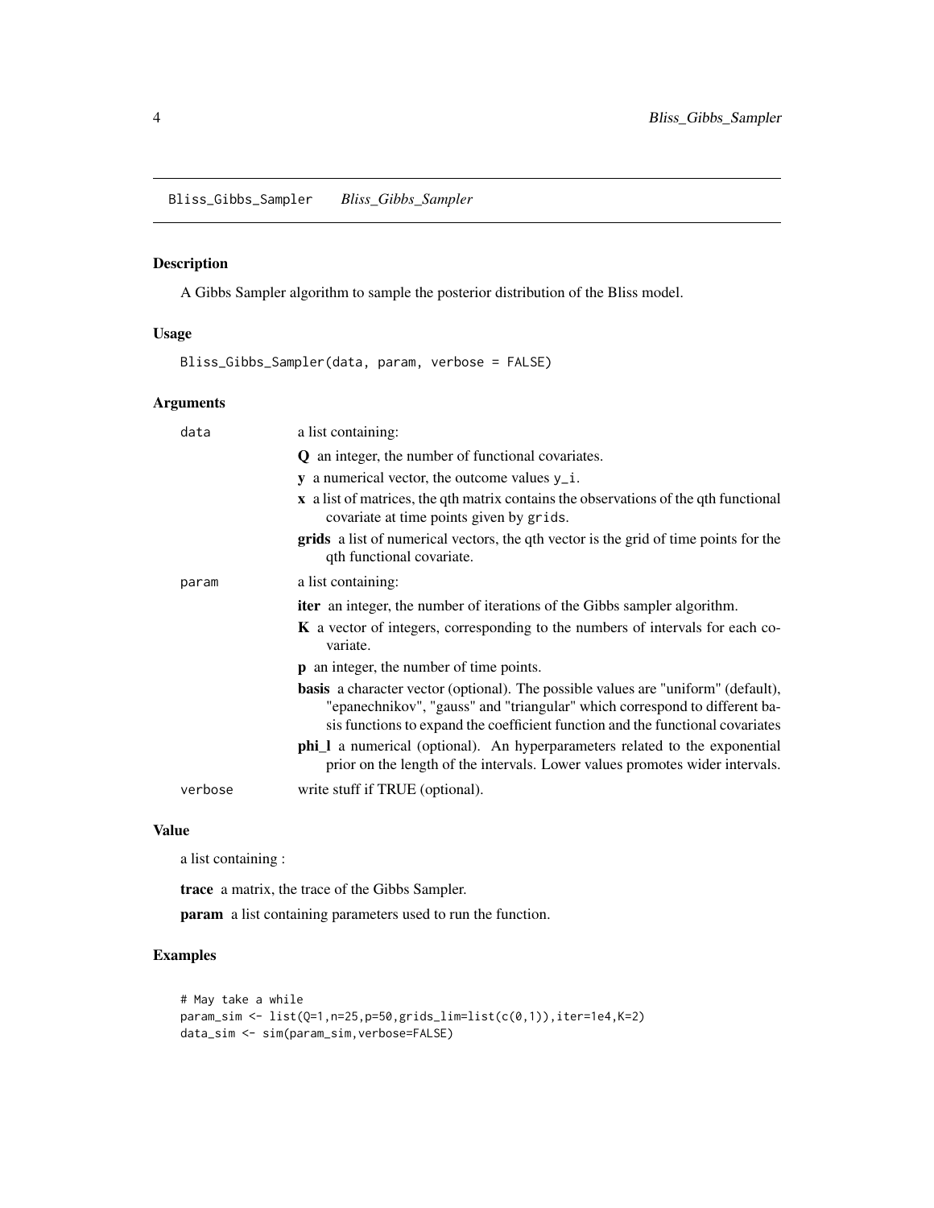## Bliss_Gibbs_Sampler *Bliss_Gibbs_Sampler*

### Description

A Gibbs Sampler algorithm to sample the posterior distribution of the Bliss model.

### Usage

```
Bliss_Gibbs_Sampler(data, param, verbose = FALSE)
```

### Arguments

- `data` a list containing:
  - **Q** an integer, the number of functional covariates.
  - **y** a numerical vector, the outcome values `y_i`.
  - **x** a list of matrices, the qth matrix contains the observations of the qth functional covariate at time points given by `grids`.
  - **grids** a list of numerical vectors, the qth vector is the grid of time points for the qth functional covariate.
- `param` a list containing:
  - **iter** an integer, the number of iterations of the Gibbs sampler algorithm.
  - **K** a vector of integers, corresponding to the numbers of intervals for each covariate.
  - **p** an integer, the number of time points.
  - **basis** a character vector (optional). The possible values are "uniform" (default), "epanechnikov", "gauss" and "triangular" which correspond to different basis functions to expand the coefficient function and the functional covariates
  - **phi_l** a numerical (optional). An hyperparameters related to the exponential prior on the length of the intervals. Lower values promotes wider intervals.
- `verbose` write stuff if TRUE (optional).

### Value

a list containing :

**trace** a matrix, the trace of the Gibbs Sampler.

**param** a list containing parameters used to run the function.

### Examples

```
# May take a while
param_sim <- list(Q=1,n=25,p=50,grids_lim=list(c(0,1)),iter=1e4,K=2)
data_sim <- sim(param_sim,verbose=FALSE)
```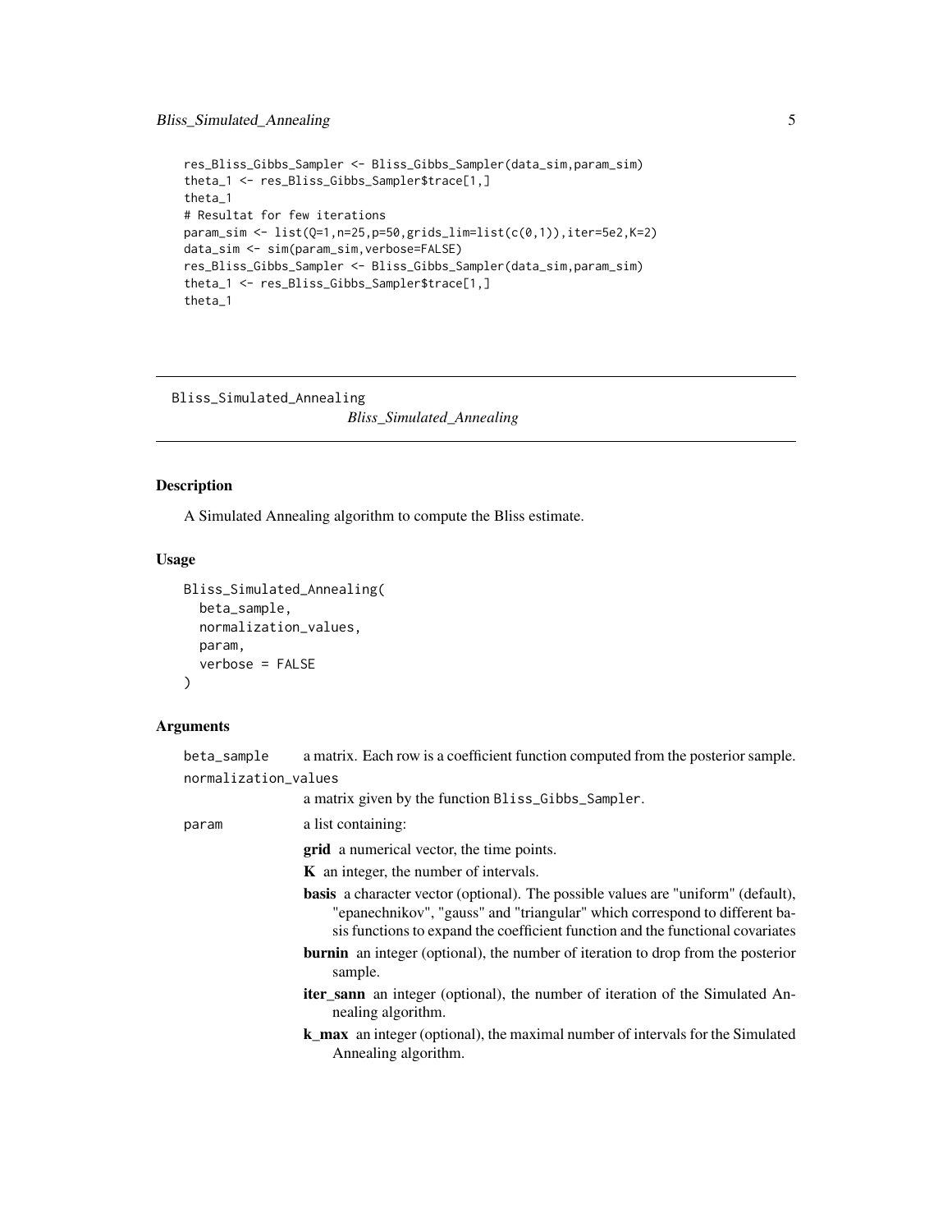```
res_Bliss_Gibbs_Sampler <- Bliss_Gibbs_Sampler(data_sim,param_sim)
theta_1 <- res_Bliss_Gibbs_Sampler$trace[1,]
theta_1
# Resultat for few iterations
param_sim <- list(Q=1,n=25,p=50,grids_lim=list(c(0,1)),iter=5e2,K=2)
data_sim <- sim(param_sim,verbose=FALSE)
res_Bliss_Gibbs_Sampler <- Bliss_Gibbs_Sampler(data_sim,param_sim)
theta_1 <- res_Bliss_Gibbs_Sampler$trace[1,]
theta_1
```

---

## Bliss_Simulated_Annealing

*Bliss_Simulated_Annealing*

---

### Description

A Simulated Annealing algorithm to compute the Bliss estimate.

### Usage

```
Bliss_Simulated_Annealing(
  beta_sample,
  normalization_values,
  param,
  verbose = FALSE
)
```

### Arguments

- `beta_sample` a matrix. Each row is a coefficient function computed from the posterior sample.
- `normalization_values` a matrix given by the function `Bliss_Gibbs_Sampler`.
- `param` a list containing:
  - **grid** a numerical vector, the time points.
  - **K** an integer, the number of intervals.
  - **basis** a character vector (optional). The possible values are "uniform" (default), "epanechnikov", "gauss" and "triangular" which correspond to different basis functions to expand the coefficient function and the functional covariates
  - **burnin** an integer (optional), the number of iteration to drop from the posterior sample.
  - **iter_sann** an integer (optional), the number of iteration of the Simulated Annealing algorithm.
  - **k_max** an integer (optional), the maximal number of intervals for the Simulated Annealing algorithm.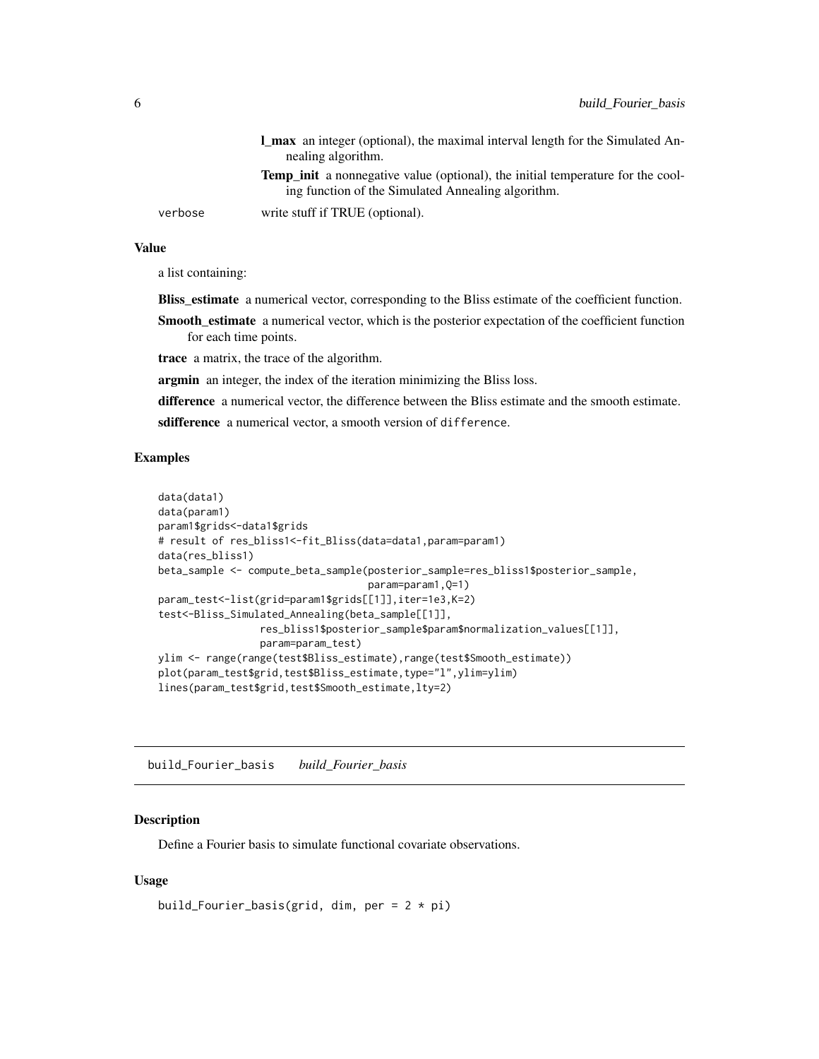**l_max** an integer (optional), the maximal interval length for the Simulated Annealing algorithm.

**Temp_init** a nonnegative value (optional), the initial temperature for the cooling function of the Simulated Annealing algorithm.

verbose write stuff if TRUE (optional).

### Value

a list containing:

**Bliss_estimate** a numerical vector, corresponding to the Bliss estimate of the coefficient function.

**Smooth_estimate** a numerical vector, which is the posterior expectation of the coefficient function for each time points.

**trace** a matrix, the trace of the algorithm.

**argmin** an integer, the index of the iteration minimizing the Bliss loss.

**difference** a numerical vector, the difference between the Bliss estimate and the smooth estimate.

**sdifference** a numerical vector, a smooth version of difference.

### Examples

```
data(data1)
data(param1)
param1$grids<-data1$grids
# result of res_bliss1<-fit_Bliss(data=data1,param=param1)
data(res_bliss1)
beta_sample <- compute_beta_sample(posterior_sample=res_bliss1$posterior_sample,
                                   param=param1,Q=1)
param_test<-list(grid=param1$grids[[1]],iter=1e3,K=2)
test<-Bliss_Simulated_Annealing(beta_sample[[1]],
                res_bliss1$posterior_sample$param$normalization_values[[1]],
                param=param_test)
ylim <- range(range(test$Bliss_estimate),range(test$Smooth_estimate))
plot(param_test$grid,test$Bliss_estimate,type="l",ylim=ylim)
lines(param_test$grid,test$Smooth_estimate,lty=2)
```

---

## build_Fourier_basis *build_Fourier_basis*

### Description

Define a Fourier basis to simulate functional covariate observations.

### Usage

```
build_Fourier_basis(grid, dim, per = 2 * pi)
```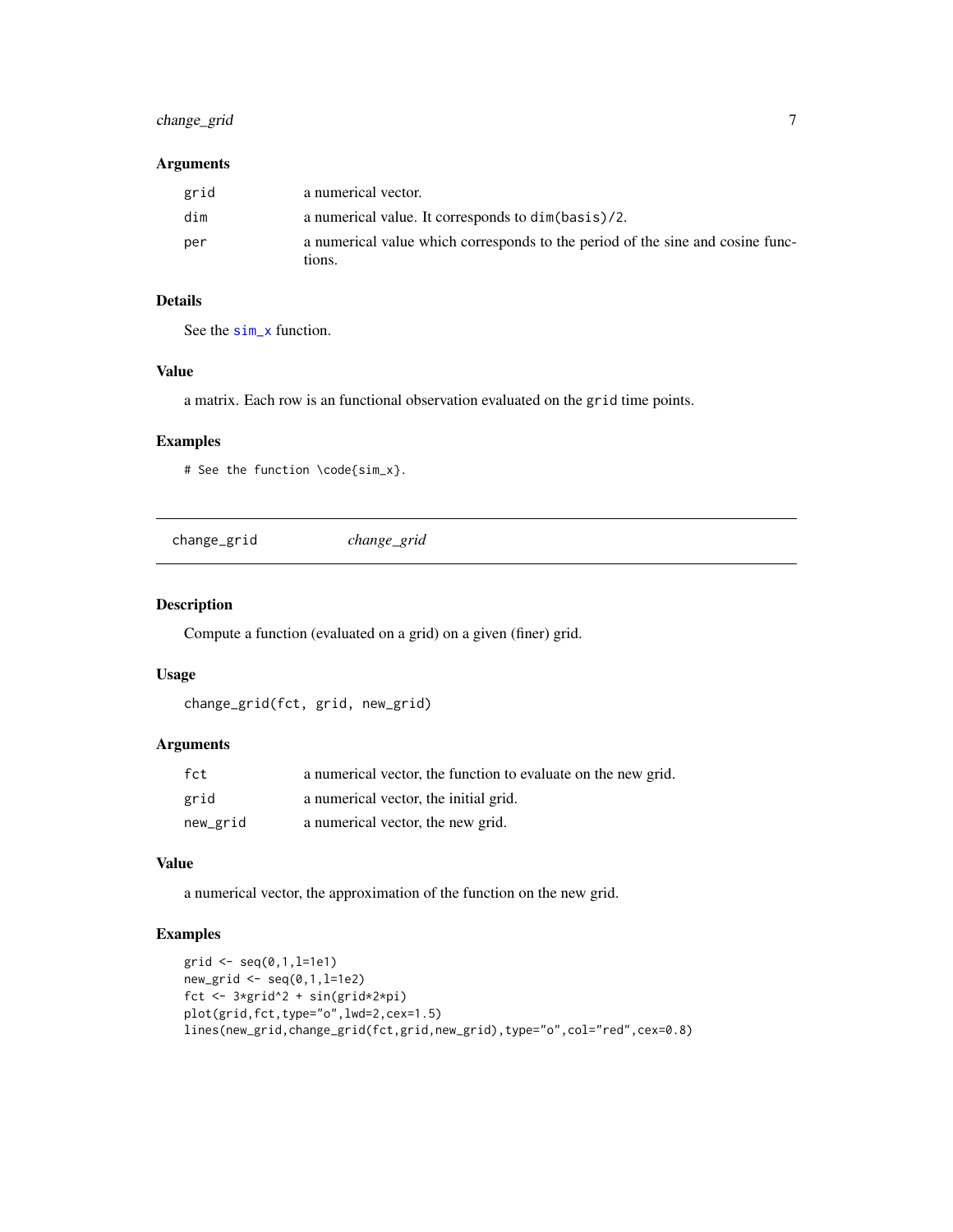### Arguments

| | |
|---|---|
| grid | a numerical vector. |
| dim | a numerical value. It corresponds to `dim(basis)/2`. |
| per | a numerical value which corresponds to the period of the sine and cosine functions. |

### Details

See the `sim_x` function.

### Value

a matrix. Each row is an functional observation evaluated on the `grid` time points.

### Examples

```
# See the function \code{sim_x}.
```

---

## change_grid *change_grid*

---

### Description

Compute a function (evaluated on a grid) on a given (finer) grid.

### Usage

```
change_grid(fct, grid, new_grid)
```

### Arguments

| | |
|---|---|
| fct | a numerical vector, the function to evaluate on the new grid. |
| grid | a numerical vector, the initial grid. |
| new_grid | a numerical vector, the new grid. |

### Value

a numerical vector, the approximation of the function on the new grid.

### Examples

```
grid <- seq(0,1,l=1e1)
new_grid <- seq(0,1,l=1e2)
fct <- 3*grid^2 + sin(grid*2*pi)
plot(grid,fct,type="o",lwd=2,cex=1.5)
lines(new_grid,change_grid(fct,grid,new_grid),type="o",col="red",cex=0.8)
```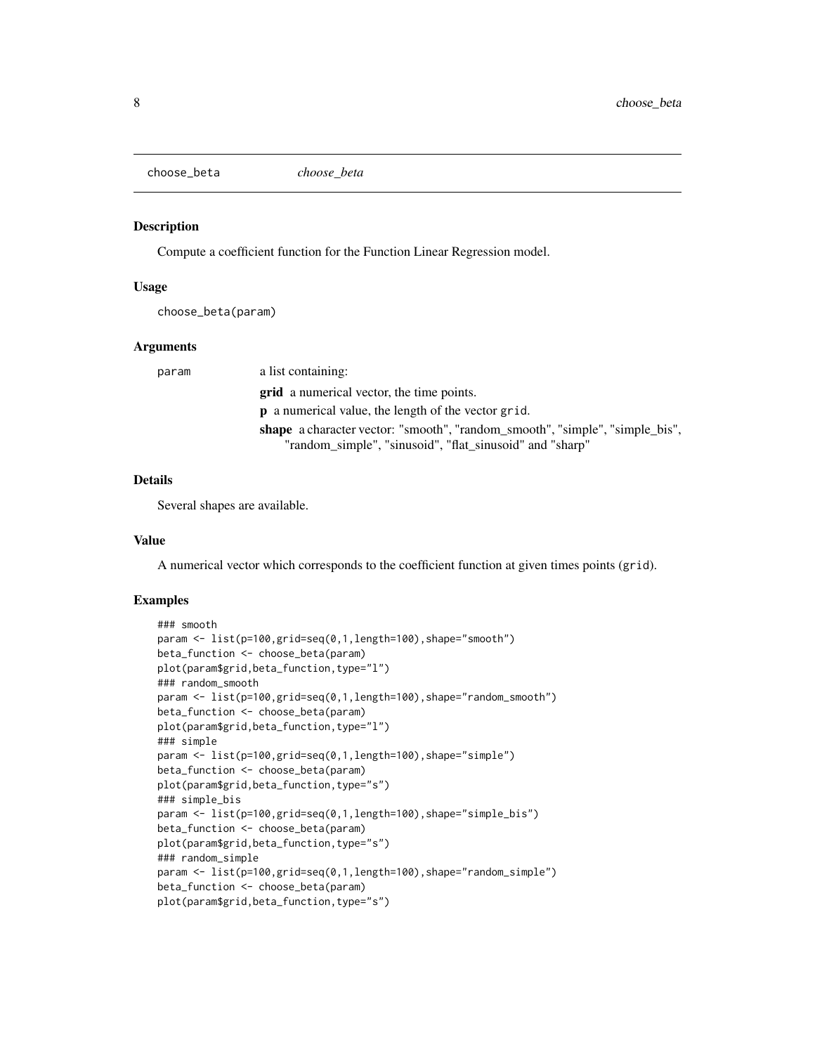# choose_beta

*choose_beta*

## Description

Compute a coefficient function for the Function Linear Regression model.

## Usage

```
choose_beta(param)
```

## Arguments

**param** a list containing:

- **grid** a numerical vector, the time points.
- **p** a numerical value, the length of the vector `grid`.
- **shape** a character vector: "smooth", "random_smooth", "simple", "simple_bis", "random_simple", "sinusoid", "flat_sinusoid" and "sharp"

## Details

Several shapes are available.

## Value

A numerical vector which corresponds to the coefficient function at given times points (`grid`).

## Examples

```
### smooth
param <- list(p=100,grid=seq(0,1,length=100),shape="smooth")
beta_function <- choose_beta(param)
plot(param$grid,beta_function,type="l")
### random_smooth
param <- list(p=100,grid=seq(0,1,length=100),shape="random_smooth")
beta_function <- choose_beta(param)
plot(param$grid,beta_function,type="l")
### simple
param <- list(p=100,grid=seq(0,1,length=100),shape="simple")
beta_function <- choose_beta(param)
plot(param$grid,beta_function,type="s")
### simple_bis
param <- list(p=100,grid=seq(0,1,length=100),shape="simple_bis")
beta_function <- choose_beta(param)
plot(param$grid,beta_function,type="s")
### random_simple
param <- list(p=100,grid=seq(0,1,length=100),shape="random_simple")
beta_function <- choose_beta(param)
plot(param$grid,beta_function,type="s")
```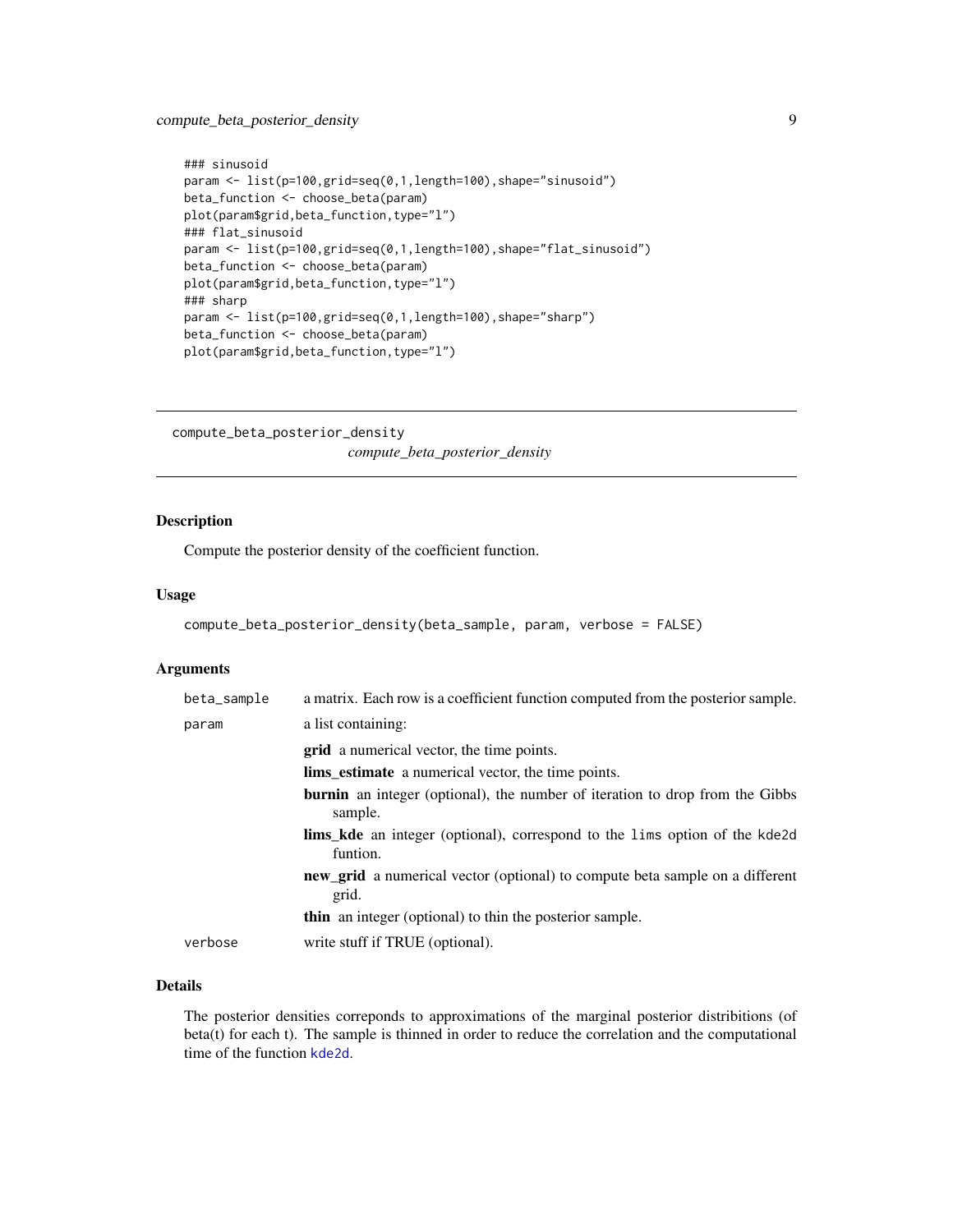```
### sinusoid
param <- list(p=100,grid=seq(0,1,length=100),shape="sinusoid")
beta_function <- choose_beta(param)
plot(param$grid,beta_function,type="l")
### flat_sinusoid
param <- list(p=100,grid=seq(0,1,length=100),shape="flat_sinusoid")
beta_function <- choose_beta(param)
plot(param$grid,beta_function,type="l")
### sharp
param <- list(p=100,grid=seq(0,1,length=100),shape="sharp")
beta_function <- choose_beta(param)
plot(param$grid,beta_function,type="l")
```

---

`compute_beta_posterior_density` *compute_beta_posterior_density*

---

## Description

Compute the posterior density of the coefficient function.

## Usage

```
compute_beta_posterior_density(beta_sample, param, verbose = FALSE)
```

## Arguments

| | |
|---|---|
| `beta_sample` | a matrix. Each row is a coefficient function computed from the posterior sample. |
| `param` | a list containing:<br>**grid** a numerical vector, the time points.<br>**lims_estimate** a numerical vector, the time points.<br>**burnin** an integer (optional), the number of iteration to drop from the Gibbs sample.<br>**lims_kde** an integer (optional), correspond to the `lims` option of the `kde2d` funtion.<br>**new_grid** a numerical vector (optional) to compute beta sample on a different grid.<br>**thin** an integer (optional) to thin the posterior sample. |
| `verbose` | write stuff if TRUE (optional). |

## Details

The posterior densities correponds to approximations of the marginal posterior distribitions (of beta(t) for each t). The sample is thinned in order to reduce the correlation and the computational time of the function `kde2d`.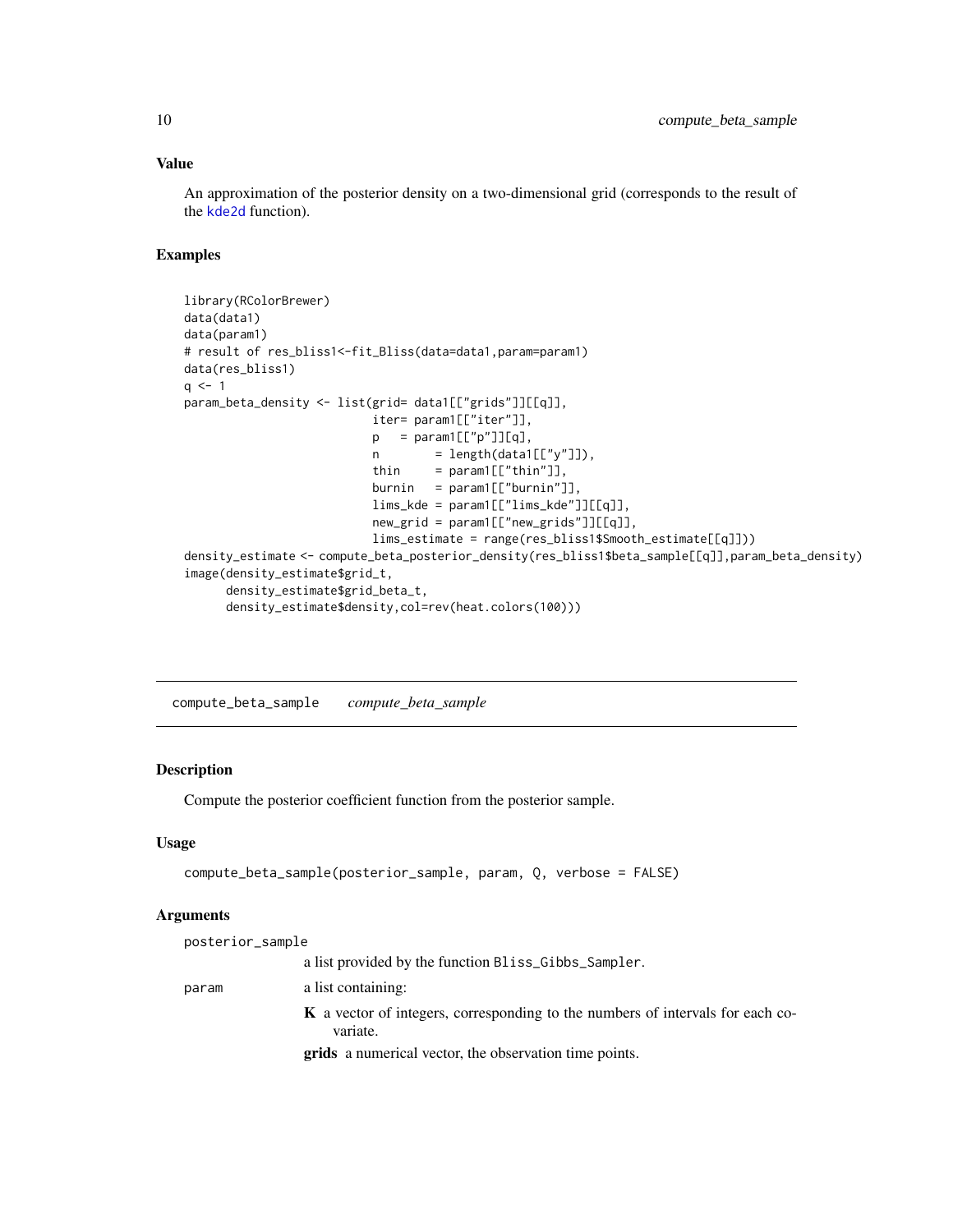## Value

An approximation of the posterior density on a two-dimensional grid (corresponds to the result of the kde2d function).

## Examples

```
library(RColorBrewer)
data(data1)
data(param1)
# result of res_bliss1<-fit_Bliss(data=data1,param=param1)
data(res_bliss1)
q <- 1
param_beta_density <- list(grid= data1[["grids"]][[q]],
                           iter= param1[["iter"]],
                           p   = param1[["p"]][q],
                           n        = length(data1[["y"]]),
                           thin     = param1[["thin"]],
                           burnin   = param1[["burnin"]],
                           lims_kde = param1[["lims_kde"]][[q]],
                           new_grid = param1[["new_grids"]][[q]],
                           lims_estimate = range(res_bliss1$Smooth_estimate[[q]]))
density_estimate <- compute_beta_posterior_density(res_bliss1$beta_sample[[q]],param_beta_density)
image(density_estimate$grid_t,
      density_estimate$grid_beta_t,
      density_estimate$density,col=rev(heat.colors(100)))
```

---

# compute_beta_sample *compute_beta_sample*

## Description

Compute the posterior coefficient function from the posterior sample.

## Usage

```
compute_beta_sample(posterior_sample, param, Q, verbose = FALSE)
```

## Arguments

posterior_sample
: a list provided by the function `Bliss_Gibbs_Sampler`.

param
: a list containing:

  **K** a vector of integers, corresponding to the numbers of intervals for each covariate.

  **grids** a numerical vector, the observation time points.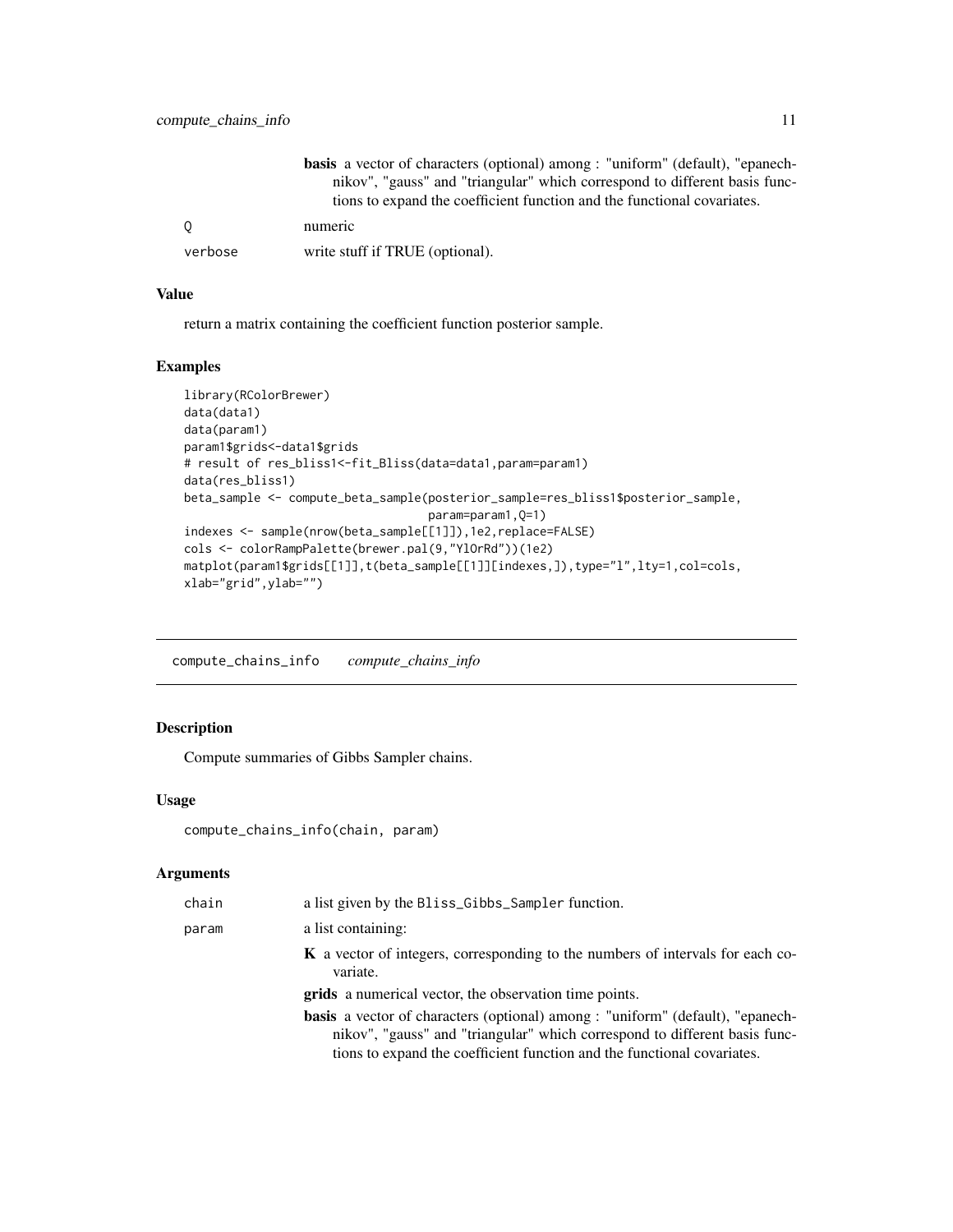**basis** a vector of characters (optional) among : "uniform" (default), "epanechnikov", "gauss" and "triangular" which correspond to different basis functions to expand the coefficient function and the functional covariates.

| | |
|---|---|
| Q | numeric |
| verbose | write stuff if TRUE (optional). |

### Value

return a matrix containing the coefficient function posterior sample.

### Examples

```
library(RColorBrewer)
data(data1)
data(param1)
param1$grids<-data1$grids
# result of res_bliss1<-fit_Bliss(data=data1,param=param1)
data(res_bliss1)
beta_sample <- compute_beta_sample(posterior_sample=res_bliss1$posterior_sample,
                                   param=param1,Q=1)
indexes <- sample(nrow(beta_sample[[1]]),1e2,replace=FALSE)
cols <- colorRampPalette(brewer.pal(9,"YlOrRd"))(1e2)
matplot(param1$grids[[1]],t(beta_sample[[1]][indexes,]),type="l",lty=1,col=cols,
xlab="grid",ylab="")
```

---

## compute_chains_info    *compute_chains_info*

### Description

Compute summaries of Gibbs Sampler chains.

### Usage

```
compute_chains_info(chain, param)
```

### Arguments

| | |
|---|---|
| chain | a list given by the Bliss_Gibbs_Sampler function. |
| param | a list containing: |

**K** a vector of integers, corresponding to the numbers of intervals for each covariate.

**grids** a numerical vector, the observation time points.

**basis** a vector of characters (optional) among : "uniform" (default), "epanechnikov", "gauss" and "triangular" which correspond to different basis functions to expand the coefficient function and the functional covariates.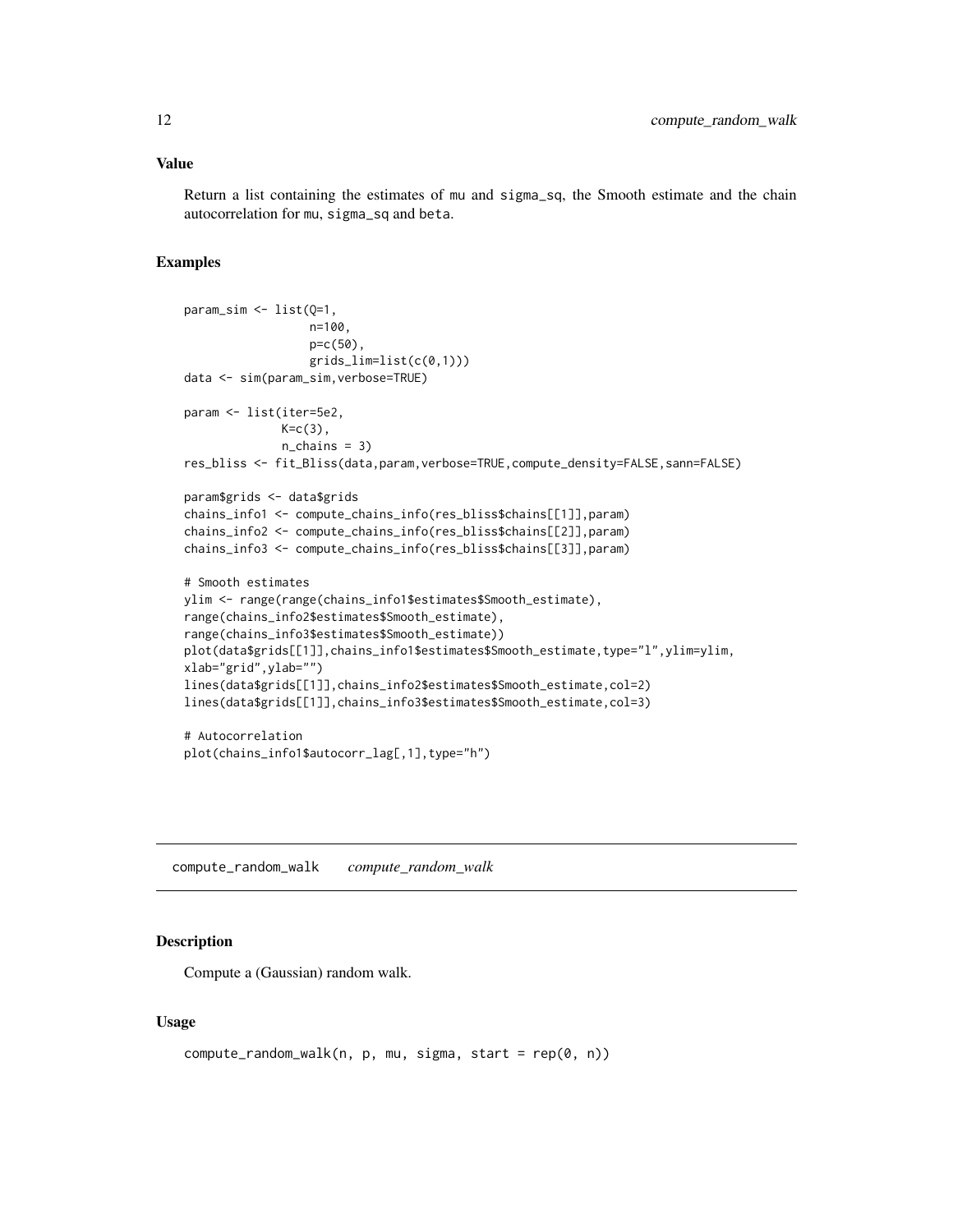### Value

Return a list containing the estimates of mu and sigma_sq, the Smooth estimate and the chain autocorrelation for mu, sigma_sq and beta.

### Examples

```
param_sim <- list(Q=1,
                  n=100,
                  p=c(50),
                  grids_lim=list(c(0,1)))
data <- sim(param_sim,verbose=TRUE)

param <- list(iter=5e2,
              K=c(3),
              n_chains = 3)
res_bliss <- fit_Bliss(data,param,verbose=TRUE,compute_density=FALSE,sann=FALSE)

param$grids <- data$grids
chains_info1 <- compute_chains_info(res_bliss$chains[[1]],param)
chains_info2 <- compute_chains_info(res_bliss$chains[[2]],param)
chains_info3 <- compute_chains_info(res_bliss$chains[[3]],param)

# Smooth estimates
ylim <- range(range(chains_info1$estimates$Smooth_estimate),
range(chains_info2$estimates$Smooth_estimate),
range(chains_info3$estimates$Smooth_estimate))
plot(data$grids[[1]],chains_info1$estimates$Smooth_estimate,type="l",ylim=ylim,
xlab="grid",ylab="")
lines(data$grids[[1]],chains_info2$estimates$Smooth_estimate,col=2)
lines(data$grids[[1]],chains_info3$estimates$Smooth_estimate,col=3)

# Autocorrelation
plot(chains_info1$autocorr_lag[,1],type="h")
```

---

## compute_random_walk *compute_random_walk*

### Description

Compute a (Gaussian) random walk.

### Usage

```
compute_random_walk(n, p, mu, sigma, start = rep(0, n))
```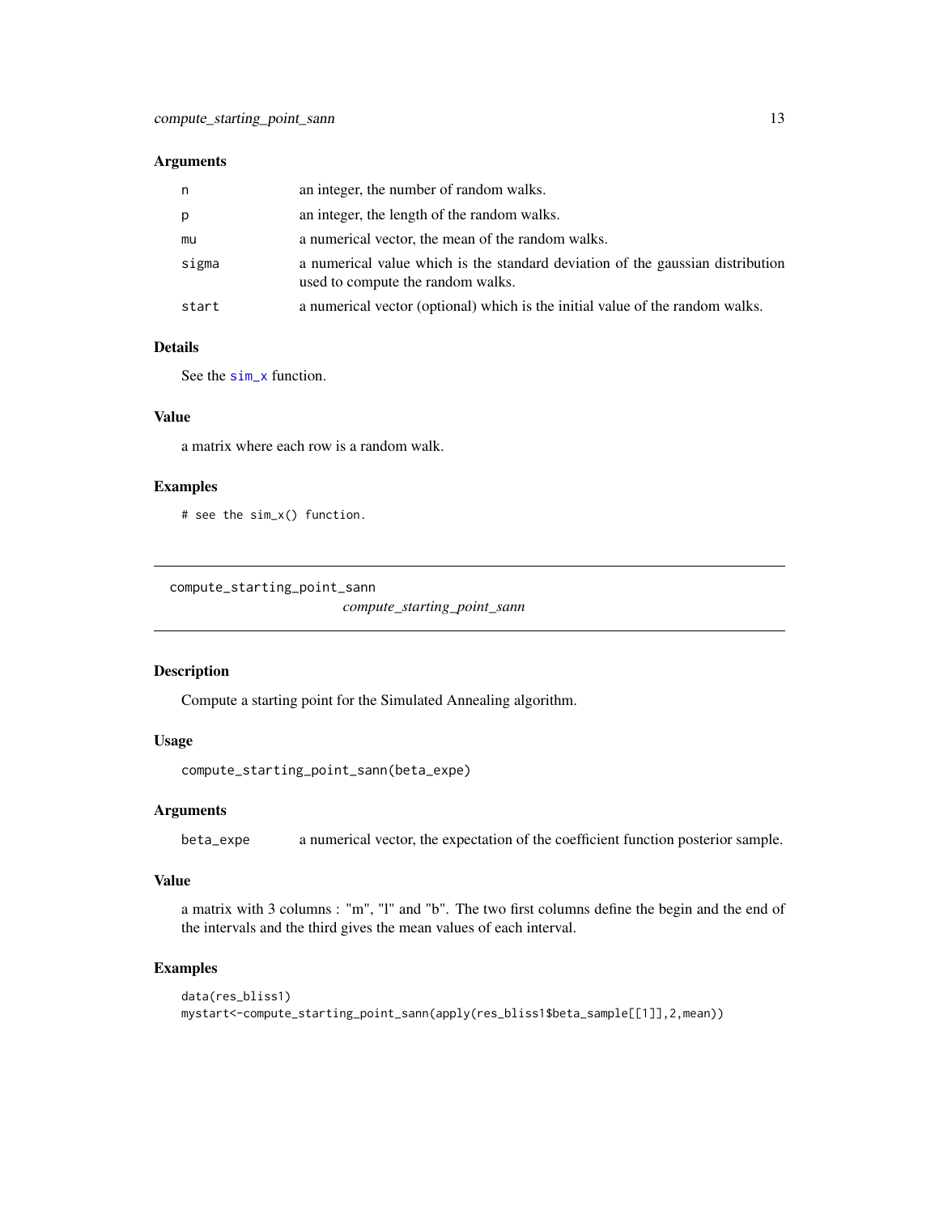### Arguments

| | |
|---|---|
| n | an integer, the number of random walks. |
| p | an integer, the length of the random walks. |
| mu | a numerical vector, the mean of the random walks. |
| sigma | a numerical value which is the standard deviation of the gaussian distribution used to compute the random walks. |
| start | a numerical vector (optional) which is the initial value of the random walks. |

### Details

See the sim_x function.

### Value

a matrix where each row is a random walk.

### Examples

```
# see the sim_x() function.
```

---

## compute_starting_point_sann

*compute_starting_point_sann*

---

### Description

Compute a starting point for the Simulated Annealing algorithm.

### Usage

```
compute_starting_point_sann(beta_expe)
```

### Arguments

| | |
|---|---|
| beta_expe | a numerical vector, the expectation of the coefficient function posterior sample. |

### Value

a matrix with 3 columns : "m", "l" and "b". The two first columns define the begin and the end of the intervals and the third gives the mean values of each interval.

### Examples

```
data(res_bliss1)
mystart<-compute_starting_point_sann(apply(res_bliss1$beta_sample[[1]],2,mean))
```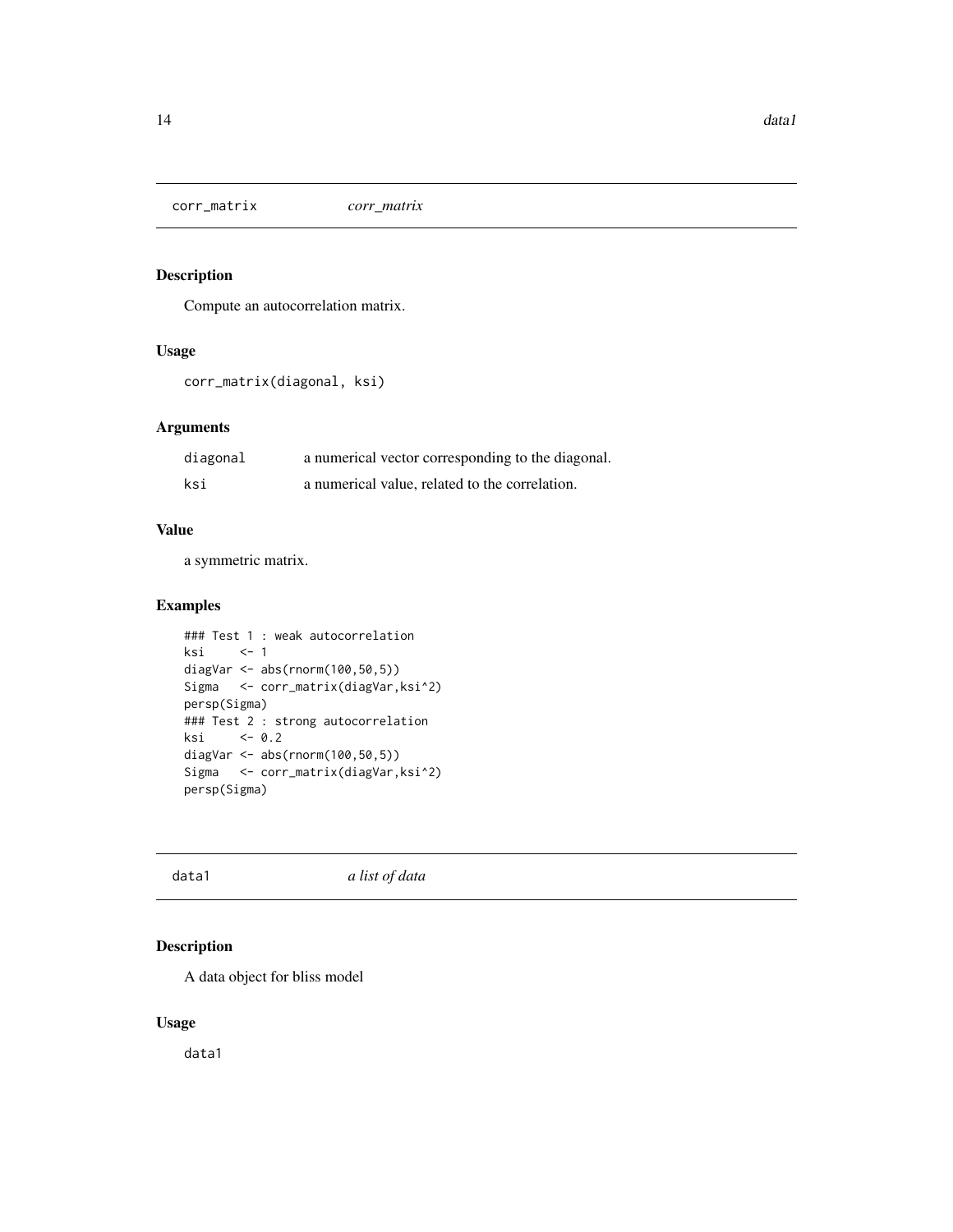## corr_matrix *corr_matrix*

### Description

Compute an autocorrelation matrix.

### Usage

```
corr_matrix(diagonal, ksi)
```

### Arguments

| | |
|---|---|
| diagonal | a numerical vector corresponding to the diagonal. |
| ksi | a numerical value, related to the correlation. |

### Value

a symmetric matrix.

### Examples

```
### Test 1 : weak autocorrelation
ksi     <- 1
diagVar <- abs(rnorm(100,50,5))
Sigma   <- corr_matrix(diagVar,ksi^2)
persp(Sigma)
### Test 2 : strong autocorrelation
ksi     <- 0.2
diagVar <- abs(rnorm(100,50,5))
Sigma   <- corr_matrix(diagVar,ksi^2)
persp(Sigma)
```

## data1 *a list of data*

### Description

A data object for bliss model

### Usage

```
data1
```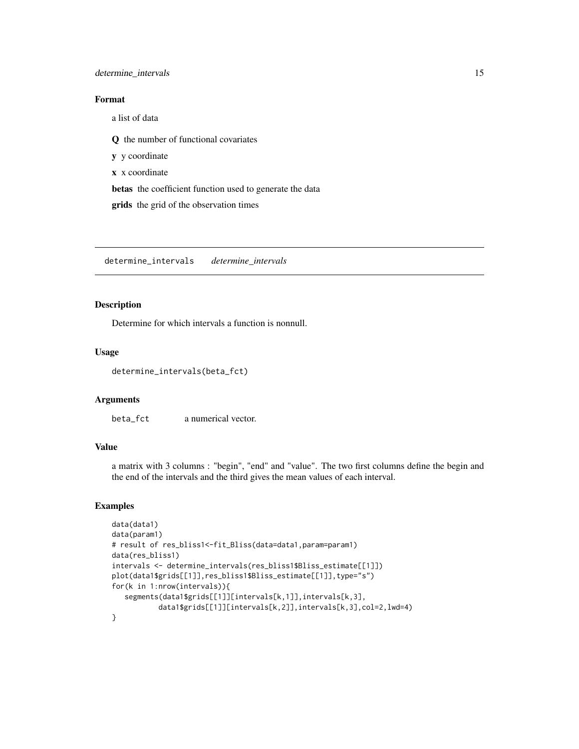### Format

a list of data

**Q** the number of functional covariates

**y** y coordinate

**x** x coordinate

**betas** the coefficient function used to generate the data

**grids** the grid of the observation times

---

## determine_intervals *determine_intervals*

### Description

Determine for which intervals a function is nonnull.

### Usage

```
determine_intervals(beta_fct)
```

### Arguments

| | |
|---|---|
| beta_fct | a numerical vector. |

### Value

a matrix with 3 columns : "begin", "end" and "value". The two first columns define the begin and the end of the intervals and the third gives the mean values of each interval.

### Examples

```
data(data1)
data(param1)
# result of res_bliss1<-fit_Bliss(data=data1,param=param1)
data(res_bliss1)
intervals <- determine_intervals(res_bliss1$Bliss_estimate[[1]])
plot(data1$grids[[1]],res_bliss1$Bliss_estimate[[1]],type="s")
for(k in 1:nrow(intervals)){
   segments(data1$grids[[1]][intervals[k,1]],intervals[k,3],
           data1$grids[[1]][intervals[k,2]],intervals[k,3],col=2,lwd=4)
}
```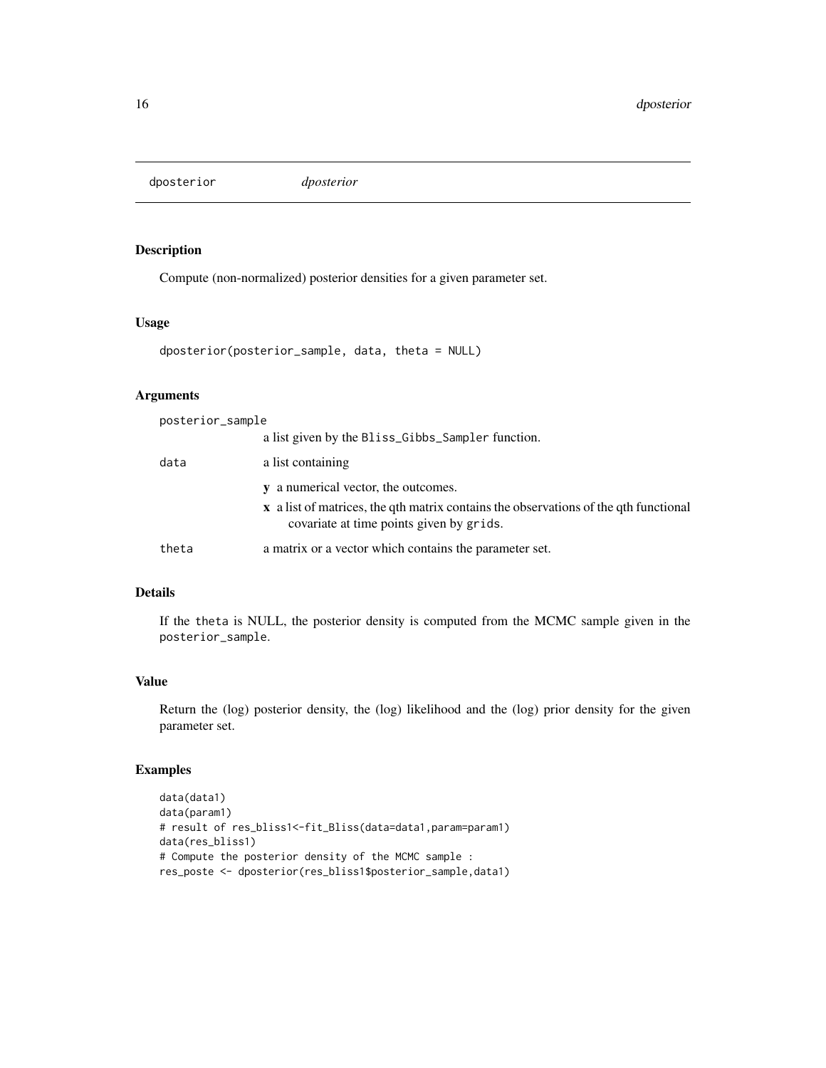## dposterior *dposterior*

### Description

Compute (non-normalized) posterior densities for a given parameter set.

### Usage

```
dposterior(posterior_sample, data, theta = NULL)
```

### Arguments

**posterior_sample**
a list given by the `Bliss_Gibbs_Sampler` function.

**data**
a list containing

- **y** a numerical vector, the outcomes.
- **x** a list of matrices, the qth matrix contains the observations of the qth functional covariate at time points given by `grids`.

**theta**
a matrix or a vector which contains the parameter set.

### Details

If the `theta` is NULL, the posterior density is computed from the MCMC sample given in the `posterior_sample`.

### Value

Return the (log) posterior density, the (log) likelihood and the (log) prior density for the given parameter set.

### Examples

```
data(data1)
data(param1)
# result of res_bliss1<-fit_Bliss(data=data1,param=param1)
data(res_bliss1)
# Compute the posterior density of the MCMC sample :
res_poste <- dposterior(res_bliss1$posterior_sample,data1)
```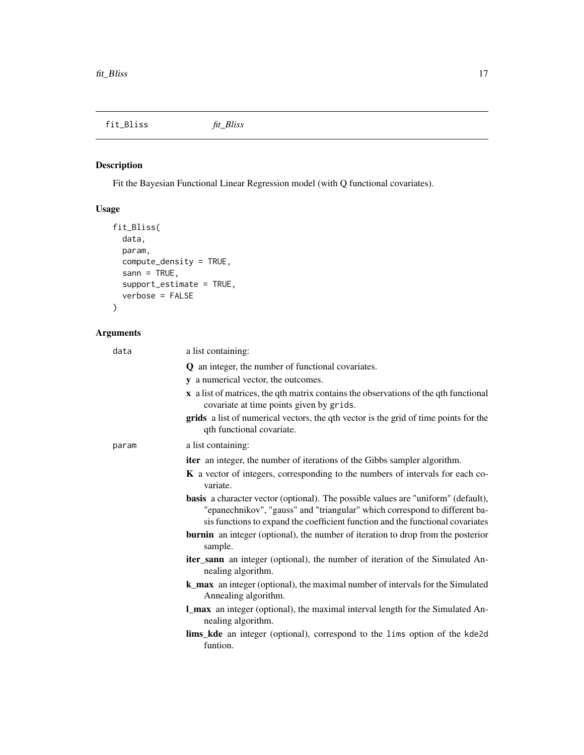## fit_Bliss *fit_Bliss*

### Description

Fit the Bayesian Functional Linear Regression model (with Q functional covariates).

### Usage

```
fit_Bliss(
  data,
  param,
  compute_density = TRUE,
  sann = TRUE,
  support_estimate = TRUE,
  verbose = FALSE
)
```

### Arguments

`data` a list containing:

- **Q** an integer, the number of functional covariates.
- **y** a numerical vector, the outcomes.
- **x** a list of matrices, the qth matrix contains the observations of the qth functional covariate at time points given by `grids`.
- **grids** a list of numerical vectors, the qth vector is the grid of time points for the qth functional covariate.

`param` a list containing:

- **iter** an integer, the number of iterations of the Gibbs sampler algorithm.
- **K** a vector of integers, corresponding to the numbers of intervals for each covariate.
- **basis** a character vector (optional). The possible values are "uniform" (default), "epanechnikov", "gauss" and "triangular" which correspond to different basis functions to expand the coefficient function and the functional covariates
- **burnin** an integer (optional), the number of iteration to drop from the posterior sample.
- **iter_sann** an integer (optional), the number of iteration of the Simulated Annealing algorithm.
- **k_max** an integer (optional), the maximal number of intervals for the Simulated Annealing algorithm.
- **l_max** an integer (optional), the maximal interval length for the Simulated Annealing algorithm.
- **lims_kde** an integer (optional), correspond to the `lims` option of the `kde2d` funtion.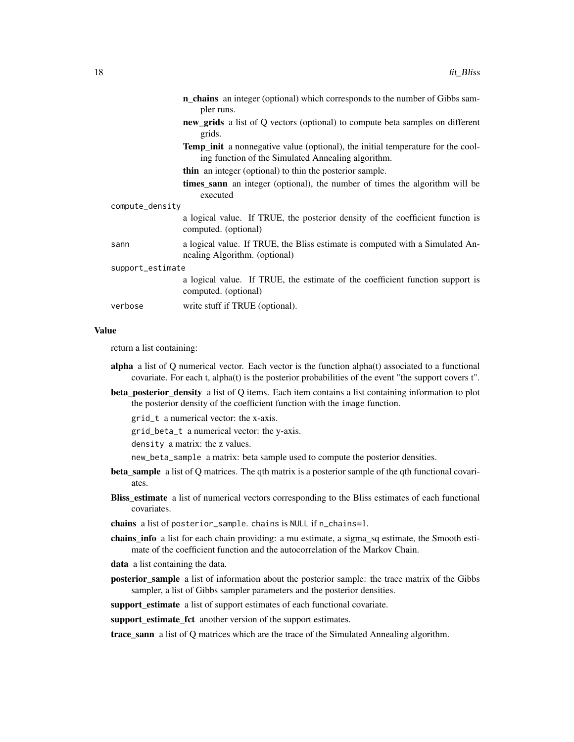- **n_chains** an integer (optional) which corresponds to the number of Gibbs sampler runs.
- **new_grids** a list of Q vectors (optional) to compute beta samples on different grids.
- **Temp_init** a nonnegative value (optional), the initial temperature for the cooling function of the Simulated Annealing algorithm.
- **thin** an integer (optional) to thin the posterior sample.
- **times_sann** an integer (optional), the number of times the algorithm will be executed

`compute_density`
: a logical value. If TRUE, the posterior density of the coefficient function is computed. (optional)

`sann`
: a logical value. If TRUE, the Bliss estimate is computed with a Simulated Annealing Algorithm. (optional)

`support_estimate`
: a logical value. If TRUE, the estimate of the coefficient function support is computed. (optional)

`verbose`
: write stuff if TRUE (optional).

## Value

return a list containing:

- **alpha** a list of Q numerical vector. Each vector is the function alpha(t) associated to a functional covariate. For each t, alpha(t) is the posterior probabilities of the event "the support covers t".
- **beta_posterior_density** a list of Q items. Each item contains a list containing information to plot the posterior density of the coefficient function with the `image` function.
  - `grid_t` a numerical vector: the x-axis.
  - `grid_beta_t` a numerical vector: the y-axis.
  - `density` a matrix: the z values.
  - `new_beta_sample` a matrix: beta sample used to compute the posterior densities.
- **beta_sample** a list of Q matrices. The qth matrix is a posterior sample of the qth functional covariates.
- **Bliss_estimate** a list of numerical vectors corresponding to the Bliss estimates of each functional covariates.
- **chains** a list of `posterior_sample`. `chains` is `NULL` if `n_chains=1`.
- **chains_info** a list for each chain providing: a mu estimate, a sigma_sq estimate, the Smooth estimate of the coefficient function and the autocorrelation of the Markov Chain.
- **data** a list containing the data.
- **posterior_sample** a list of information about the posterior sample: the trace matrix of the Gibbs sampler, a list of Gibbs sampler parameters and the posterior densities.
- **support_estimate** a list of support estimates of each functional covariate.
- **support_estimate_fct** another version of the support estimates.
- **trace_sann** a list of Q matrices which are the trace of the Simulated Annealing algorithm.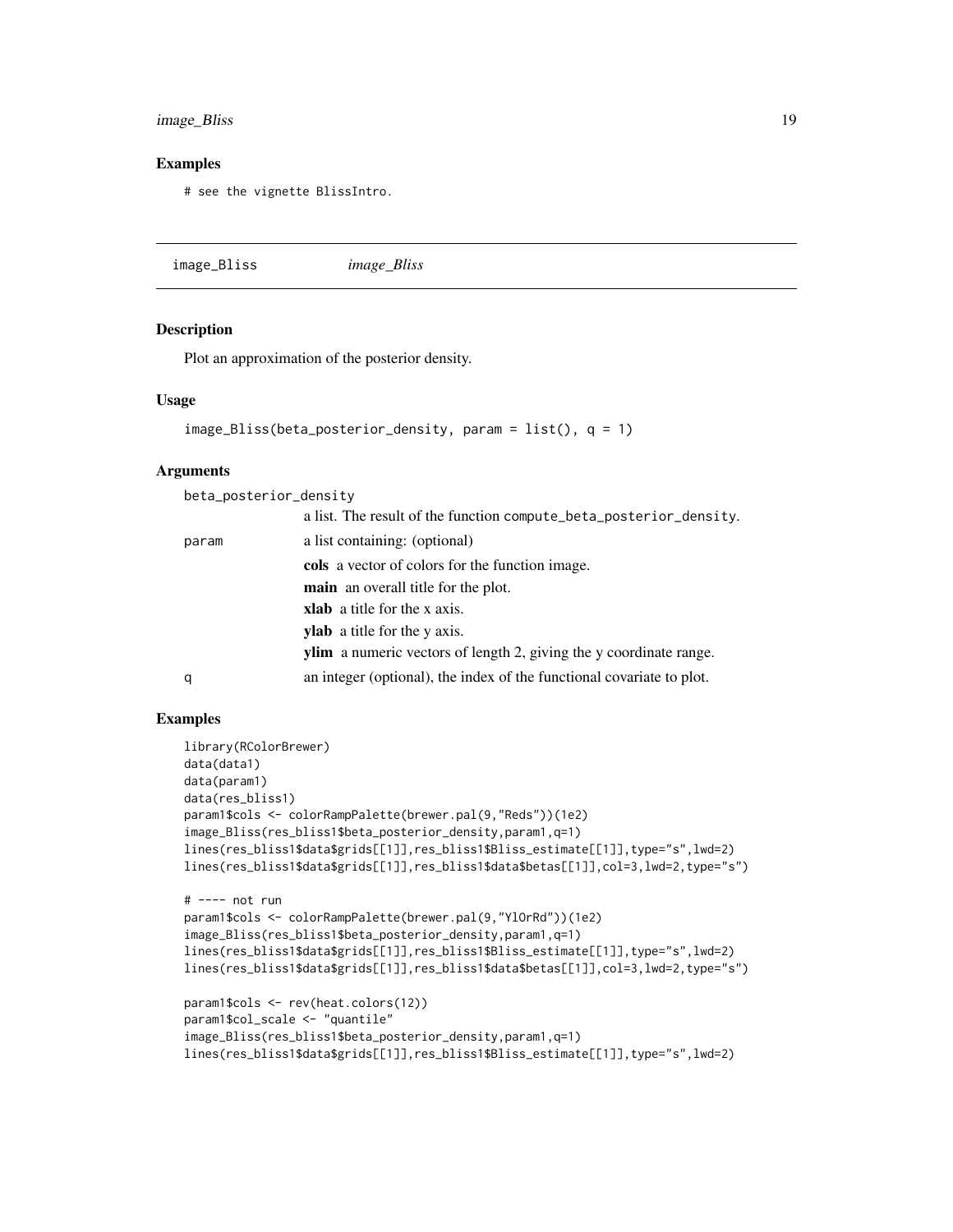## Examples

```
# see the vignette BlissIntro.
```

---

# image_Bliss *image_Bliss*

## Description

Plot an approximation of the posterior density.

## Usage

```
image_Bliss(beta_posterior_density, param = list(), q = 1)
```

## Arguments

`beta_posterior_density`
: a list. The result of the function `compute_beta_posterior_density`.

`param`
: a list containing: (optional)
  - **cols** a vector of colors for the function image.
  - **main** an overall title for the plot.
  - **xlab** a title for the x axis.
  - **ylab** a title for the y axis.
  - **ylim** a numeric vectors of length 2, giving the y coordinate range.

`q`
: an integer (optional), the index of the functional covariate to plot.

## Examples

```
library(RColorBrewer)
data(data1)
data(param1)
data(res_bliss1)
param1$cols <- colorRampPalette(brewer.pal(9,"Reds"))(1e2)
image_Bliss(res_bliss1$beta_posterior_density,param1,q=1)
lines(res_bliss1$data$grids[[1]],res_bliss1$Bliss_estimate[[1]],type="s",lwd=2)
lines(res_bliss1$data$grids[[1]],res_bliss1$data$betas[[1]],col=3,lwd=2,type="s")

# ---- not run
param1$cols <- colorRampPalette(brewer.pal(9,"YlOrRd"))(1e2)
image_Bliss(res_bliss1$beta_posterior_density,param1,q=1)
lines(res_bliss1$data$grids[[1]],res_bliss1$Bliss_estimate[[1]],type="s",lwd=2)
lines(res_bliss1$data$grids[[1]],res_bliss1$data$betas[[1]],col=3,lwd=2,type="s")

param1$cols <- rev(heat.colors(12))
param1$col_scale <- "quantile"
image_Bliss(res_bliss1$beta_posterior_density,param1,q=1)
lines(res_bliss1$data$grids[[1]],res_bliss1$Bliss_estimate[[1]],type="s",lwd=2)
```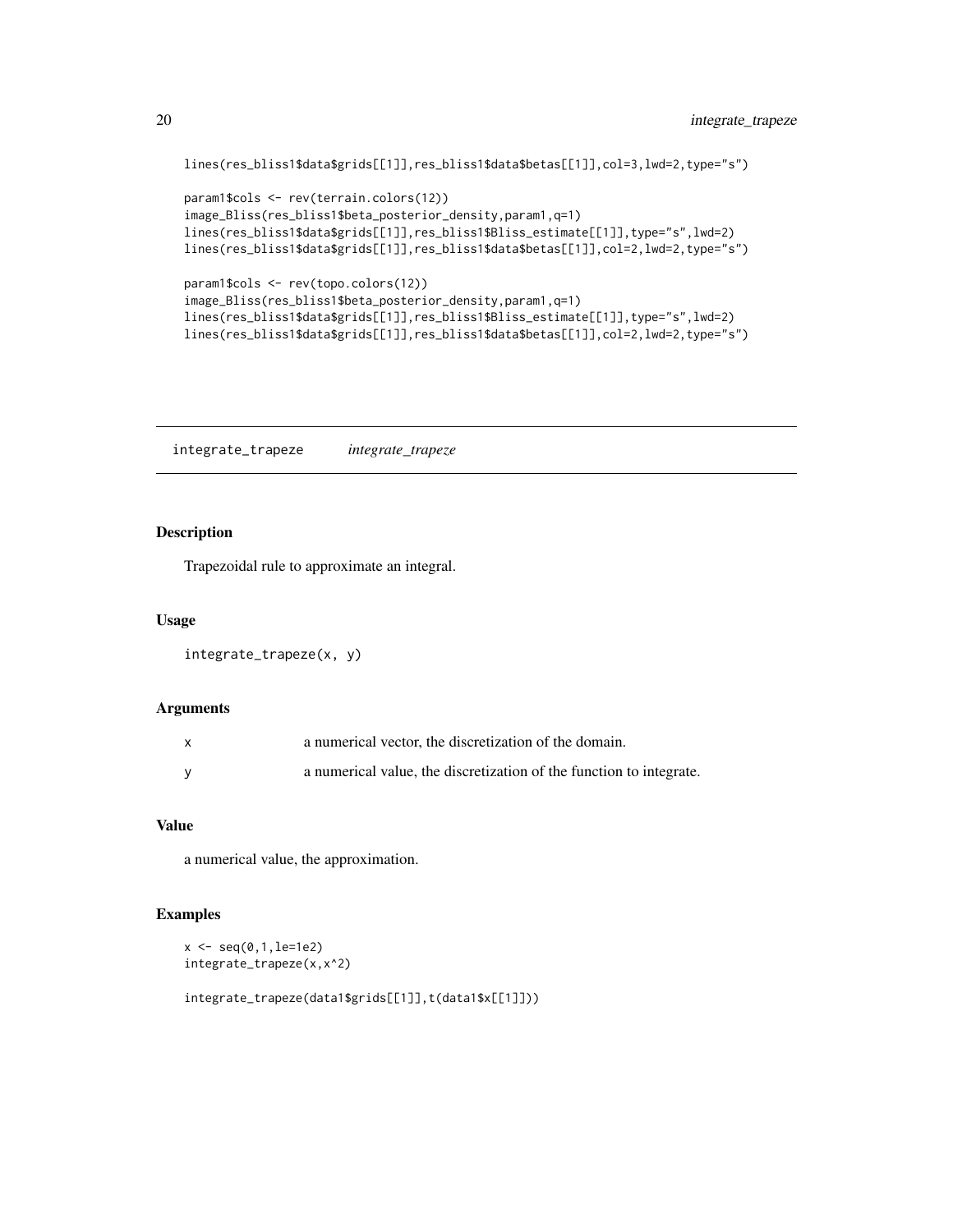```
lines(res_bliss1$data$grids[[1]],res_bliss1$data$betas[[1]],col=3,lwd=2,type="s")

param1$cols <- rev(terrain.colors(12))
image_Bliss(res_bliss1$beta_posterior_density,param1,q=1)
lines(res_bliss1$data$grids[[1]],res_bliss1$Bliss_estimate[[1]],type="s",lwd=2)
lines(res_bliss1$data$grids[[1]],res_bliss1$data$betas[[1]],col=2,lwd=2,type="s")

param1$cols <- rev(topo.colors(12))
image_Bliss(res_bliss1$beta_posterior_density,param1,q=1)
lines(res_bliss1$data$grids[[1]],res_bliss1$Bliss_estimate[[1]],type="s",lwd=2)
lines(res_bliss1$data$grids[[1]],res_bliss1$data$betas[[1]],col=2,lwd=2,type="s")
```

---

## integrate_trapeze &nbsp;&nbsp;&nbsp; *integrate_trapeze*

---

### Description

Trapezoidal rule to approximate an integral.

### Usage

```
integrate_trapeze(x, y)
```

### Arguments

| | |
|---|---|
| x | a numerical vector, the discretization of the domain. |
| y | a numerical value, the discretization of the function to integrate. |

### Value

a numerical value, the approximation.

### Examples

```
x <- seq(0,1,le=1e2)
integrate_trapeze(x,x^2)

integrate_trapeze(data1$grids[[1]],t(data1$x[[1]]))
```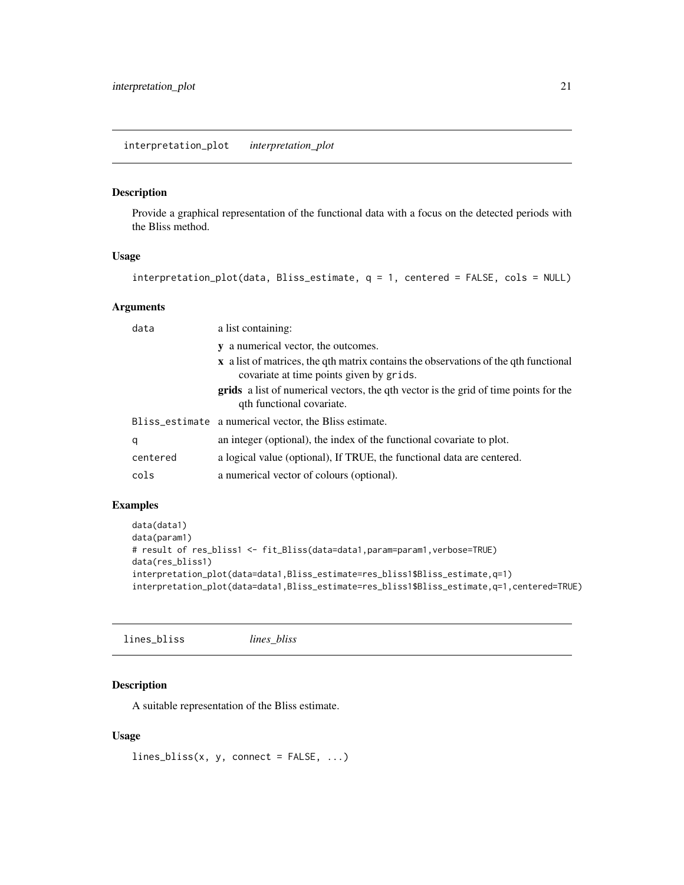## interpretation_plot *interpretation_plot*

### Description

Provide a graphical representation of the functional data with a focus on the detected periods with the Bliss method.

### Usage

```
interpretation_plot(data, Bliss_estimate, q = 1, centered = FALSE, cols = NULL)
```

### Arguments

| | |
|---|---|
| data | a list containing:<br>**y** a numerical vector, the outcomes.<br>**x** a list of matrices, the qth matrix contains the observations of the qth functional covariate at time points given by `grids`.<br>**grids** a list of numerical vectors, the qth vector is the grid of time points for the qth functional covariate. |
| Bliss_estimate | a numerical vector, the Bliss estimate. |
| q | an integer (optional), the index of the functional covariate to plot. |
| centered | a logical value (optional), If TRUE, the functional data are centered. |
| cols | a numerical vector of colours (optional). |

### Examples

```
data(data1)
data(param1)
# result of res_bliss1 <- fit_Bliss(data=data1,param=param1,verbose=TRUE)
data(res_bliss1)
interpretation_plot(data=data1,Bliss_estimate=res_bliss1$Bliss_estimate,q=1)
interpretation_plot(data=data1,Bliss_estimate=res_bliss1$Bliss_estimate,q=1,centered=TRUE)
```

## lines_bliss *lines_bliss*

### Description

A suitable representation of the Bliss estimate.

### Usage

```
lines_bliss(x, y, connect = FALSE, ...)
```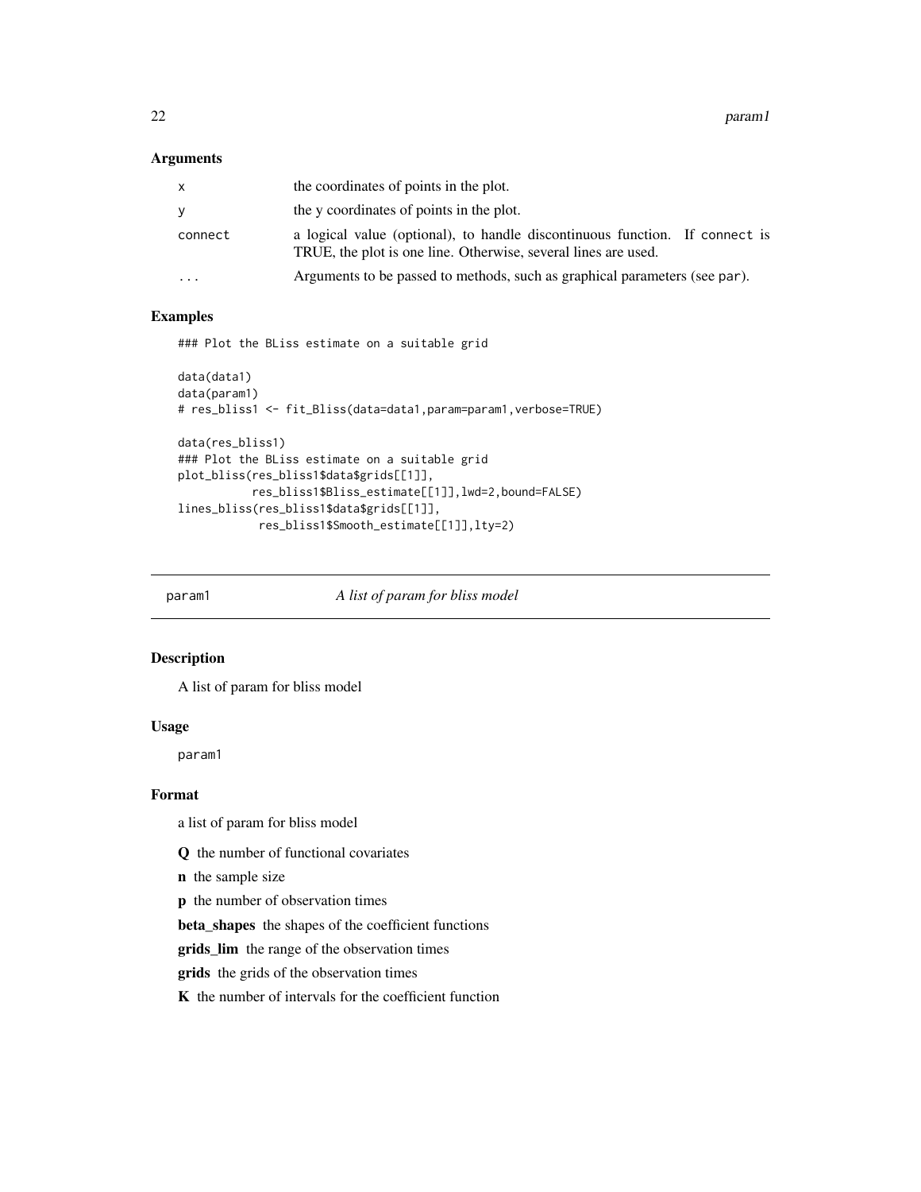### Arguments

| | |
|---|---|
| x | the coordinates of points in the plot. |
| y | the y coordinates of points in the plot. |
| connect | a logical value (optional), to handle discontinuous function. If connect is TRUE, the plot is one line. Otherwise, several lines are used. |
| ... | Arguments to be passed to methods, such as graphical parameters (see par). |

### Examples

```
### Plot the BLiss estimate on a suitable grid

data(data1)
data(param1)
# res_bliss1 <- fit_Bliss(data=data1,param=param1,verbose=TRUE)

data(res_bliss1)
### Plot the BLiss estimate on a suitable grid
plot_bliss(res_bliss1$data$grids[[1]],
           res_bliss1$Bliss_estimate[[1]],lwd=2,bound=FALSE)
lines_bliss(res_bliss1$data$grids[[1]],
            res_bliss1$Smooth_estimate[[1]],lty=2)
```

## param1 — *A list of param for bliss model*

### Description

A list of param for bliss model

### Usage

```
param1
```

### Format

a list of param for bliss model

**Q** the number of functional covariates

**n** the sample size

**p** the number of observation times

**beta_shapes** the shapes of the coefficient functions

**grids_lim** the range of the observation times

**grids** the grids of the observation times

**K** the number of intervals for the coefficient function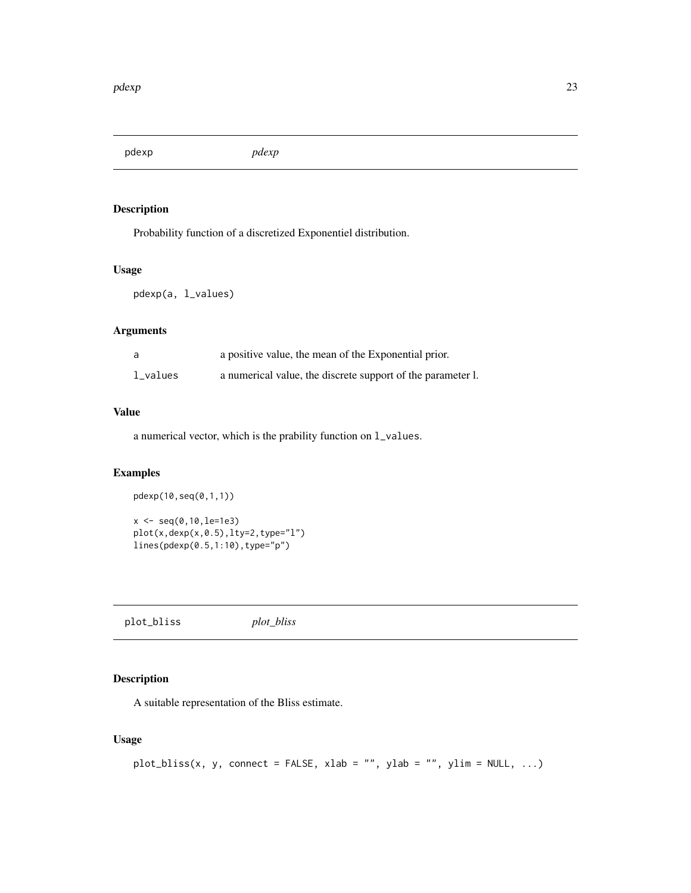## pdexp *pdexp*

### Description

Probability function of a discretized Exponentiel distribution.

### Usage

```
pdexp(a, l_values)
```

### Arguments

| | |
|---|---|
| a | a positive value, the mean of the Exponential prior. |
| l_values | a numerical value, the discrete support of the parameter l. |

### Value

a numerical vector, which is the prability function on `l_values`.

### Examples

```
pdexp(10,seq(0,1,1))

x <- seq(0,10,le=1e3)
plot(x,dexp(x,0.5),lty=2,type="l")
lines(pdexp(0.5,1:10),type="p")
```

## plot_bliss *plot_bliss*

### Description

A suitable representation of the Bliss estimate.

### Usage

```
plot_bliss(x, y, connect = FALSE, xlab = "", ylab = "", ylim = NULL, ...)
```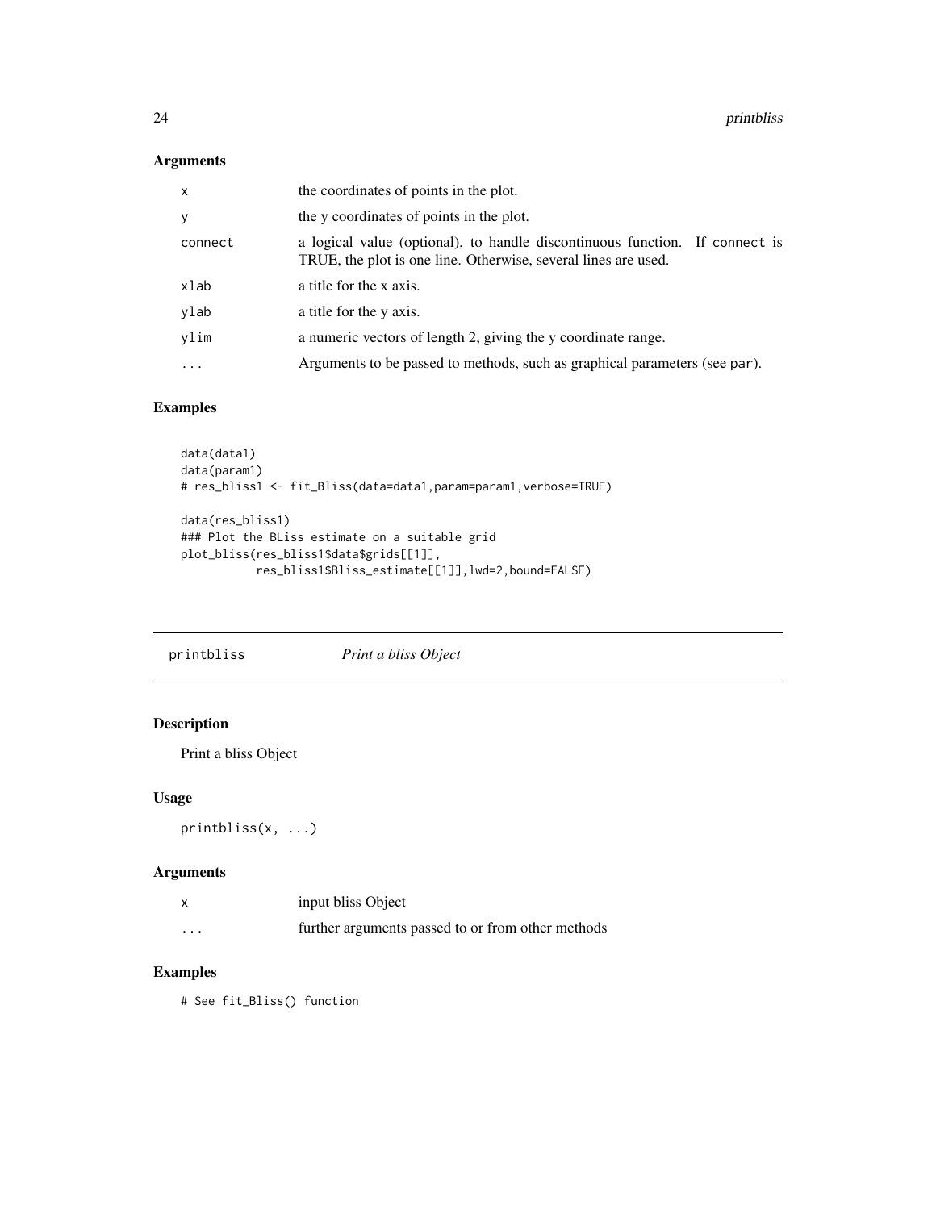## Arguments

| | |
|---|---|
| x | the coordinates of points in the plot. |
| y | the y coordinates of points in the plot. |
| connect | a logical value (optional), to handle discontinuous function. If connect is TRUE, the plot is one line. Otherwise, several lines are used. |
| xlab | a title for the x axis. |
| ylab | a title for the y axis. |
| ylim | a numeric vectors of length 2, giving the y coordinate range. |
| ... | Arguments to be passed to methods, such as graphical parameters (see par). |

## Examples

```
data(data1)
data(param1)
# res_bliss1 <- fit_Bliss(data=data1,param=param1,verbose=TRUE)

data(res_bliss1)
### Plot the BLiss estimate on a suitable grid
plot_bliss(res_bliss1$data$grids[[1]],
           res_bliss1$Bliss_estimate[[1]],lwd=2,bound=FALSE)
```

---

# printbliss *Print a bliss Object*

## Description

Print a bliss Object

## Usage

```
printbliss(x, ...)
```

## Arguments

| | |
|---|---|
| x | input bliss Object |
| ... | further arguments passed to or from other methods |

## Examples

```
# See fit_Bliss() function
```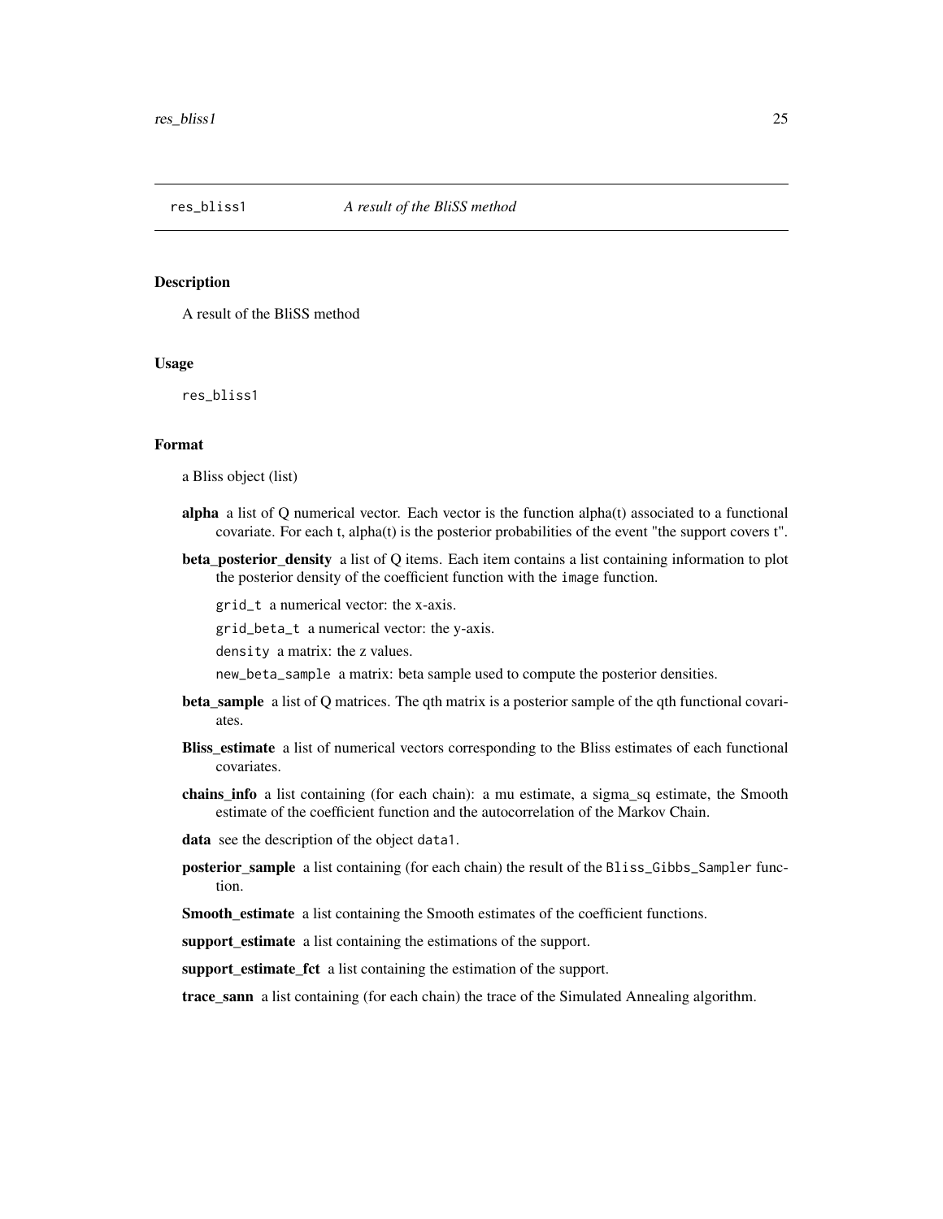`res_bliss1` *A result of the BliSS method*

## Description

A result of the BliSS method

## Usage

```
res_bliss1
```

## Format

a Bliss object (list)

- **alpha** a list of Q numerical vector. Each vector is the function alpha(t) associated to a functional covariate. For each t, alpha(t) is the posterior probabilities of the event "the support covers t".
- **beta_posterior_density** a list of Q items. Each item contains a list containing information to plot the posterior density of the coefficient function with the `image` function.
  - `grid_t` a numerical vector: the x-axis.
  - `grid_beta_t` a numerical vector: the y-axis.
  - `density` a matrix: the z values.
  - `new_beta_sample` a matrix: beta sample used to compute the posterior densities.
- **beta_sample** a list of Q matrices. The qth matrix is a posterior sample of the qth functional covariates.
- **Bliss_estimate** a list of numerical vectors corresponding to the Bliss estimates of each functional covariates.
- **chains_info** a list containing (for each chain): a mu estimate, a sigma_sq estimate, the Smooth estimate of the coefficient function and the autocorrelation of the Markov Chain.
- **data** see the description of the object `data1`.
- **posterior_sample** a list containing (for each chain) the result of the `Bliss_Gibbs_Sampler` function.
- **Smooth_estimate** a list containing the Smooth estimates of the coefficient functions.
- **support_estimate** a list containing the estimations of the support.
- **support_estimate_fct** a list containing the estimation of the support.
- **trace_sann** a list containing (for each chain) the trace of the Simulated Annealing algorithm.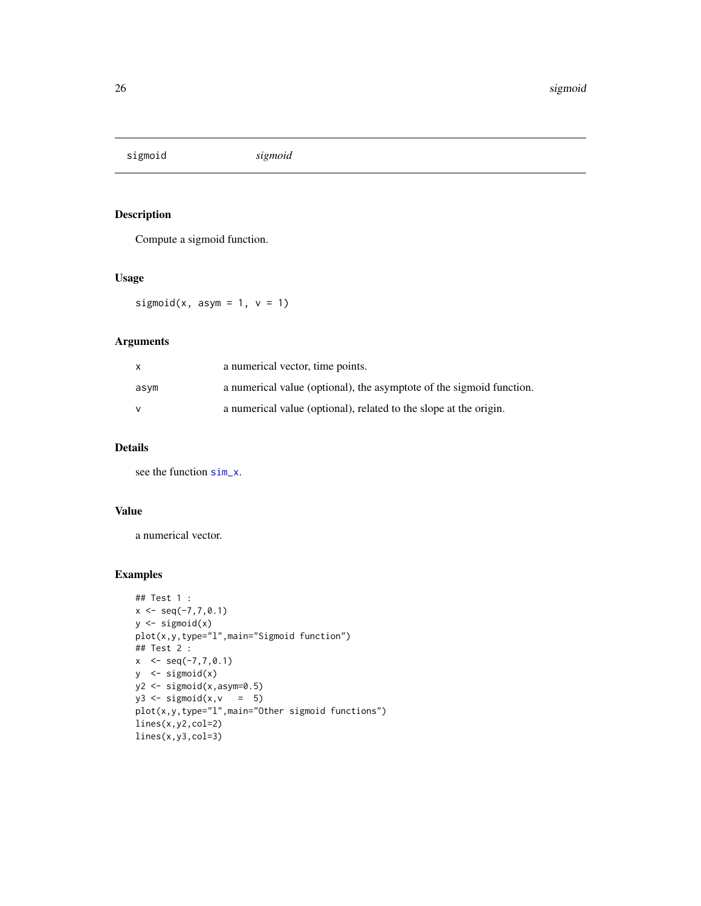# sigmoid — *sigmoid*

## Description

Compute a sigmoid function.

## Usage

```
sigmoid(x, asym = 1, v = 1)
```

## Arguments

| | |
|---|---|
| x | a numerical vector, time points. |
| asym | a numerical value (optional), the asymptote of the sigmoid function. |
| v | a numerical value (optional), related to the slope at the origin. |

## Details

see the function sim_x.

## Value

a numerical vector.

## Examples

```
## Test 1 :
x <- seq(-7,7,0.1)
y <- sigmoid(x)
plot(x,y,type="l",main="Sigmoid function")
## Test 2 :
x  <- seq(-7,7,0.1)
y  <- sigmoid(x)
y2 <- sigmoid(x,asym=0.5)
y3 <- sigmoid(x,v   =  5)
plot(x,y,type="l",main="Other sigmoid functions")
lines(x,y2,col=2)
lines(x,y3,col=3)
```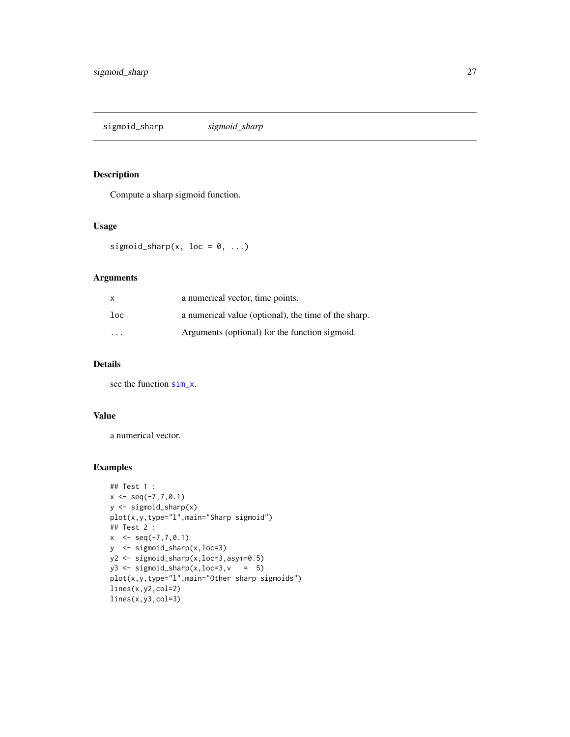# sigmoid_sharp *sigmoid_sharp*

## Description

Compute a sharp sigmoid function.

## Usage

```
sigmoid_sharp(x, loc = 0, ...)
```

## Arguments

| | |
|---|---|
| x | a numerical vector, time points. |
| loc | a numerical value (optional), the time of the sharp. |
| ... | Arguments (optional) for the function sigmoid. |

## Details

see the function sim_x.

## Value

a numerical vector.

## Examples

```
## Test 1 :
x <- seq(-7,7,0.1)
y <- sigmoid_sharp(x)
plot(x,y,type="l",main="Sharp sigmoid")
## Test 2 :
x  <- seq(-7,7,0.1)
y  <- sigmoid_sharp(x,loc=3)
y2 <- sigmoid_sharp(x,loc=3,asym=0.5)
y3 <- sigmoid_sharp(x,loc=3,v   =  5)
plot(x,y,type="l",main="Other sharp sigmoids")
lines(x,y2,col=2)
lines(x,y3,col=3)
```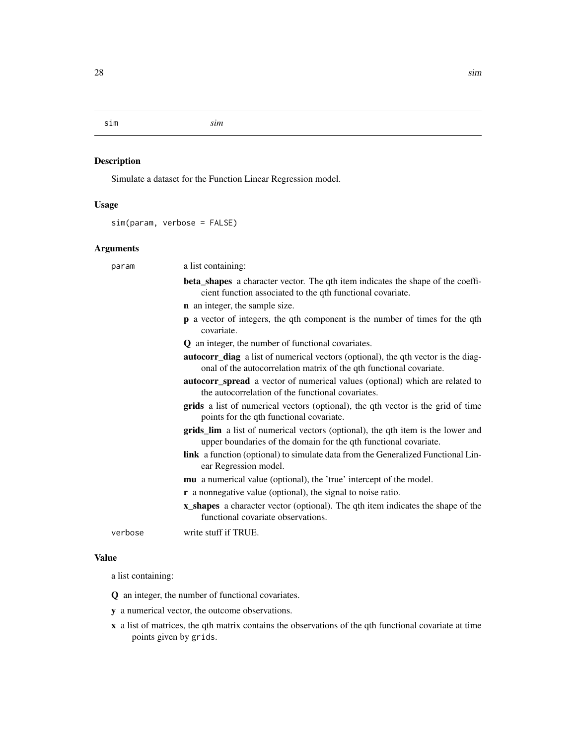## sim *sim*

### Description

Simulate a dataset for the Function Linear Regression model.

### Usage

```
sim(param, verbose = FALSE)
```

### Arguments

**param** a list containing:

- **beta_shapes** a character vector. The qth item indicates the shape of the coefficient function associated to the qth functional covariate.
- **n** an integer, the sample size.
- **p** a vector of integers, the qth component is the number of times for the qth covariate.
- **Q** an integer, the number of functional covariates.
- **autocorr_diag** a list of numerical vectors (optional), the qth vector is the diagonal of the autocorrelation matrix of the qth functional covariate.
- **autocorr_spread** a vector of numerical values (optional) which are related to the autocorrelation of the functional covariates.
- **grids** a list of numerical vectors (optional), the qth vector is the grid of time points for the qth functional covariate.
- **grids_lim** a list of numerical vectors (optional), the qth item is the lower and upper boundaries of the domain for the qth functional covariate.
- **link** a function (optional) to simulate data from the Generalized Functional Linear Regression model.
- **mu** a numerical value (optional), the 'true' intercept of the model.
- **r** a nonnegative value (optional), the signal to noise ratio.
- **x_shapes** a character vector (optional). The qth item indicates the shape of the functional covariate observations.

**verbose** write stuff if TRUE.

### Value

a list containing:

- **Q** an integer, the number of functional covariates.
- **y** a numerical vector, the outcome observations.
- **x** a list of matrices, the qth matrix contains the observations of the qth functional covariate at time points given by `grids`.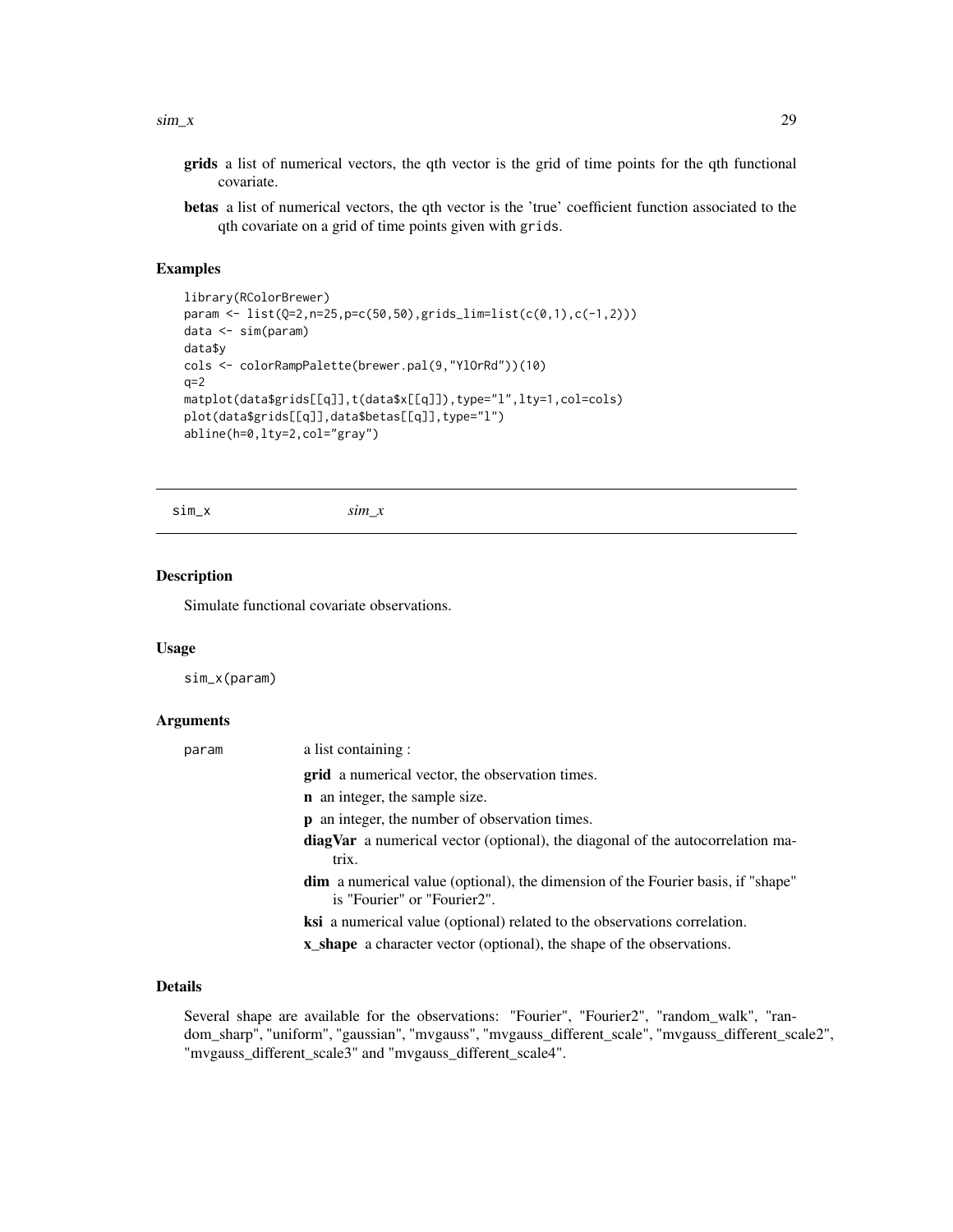**grids** a list of numerical vectors, the qth vector is the grid of time points for the qth functional covariate.

**betas** a list of numerical vectors, the qth vector is the 'true' coefficient function associated to the qth covariate on a grid of time points given with `grids`.

### Examples

```
library(RColorBrewer)
param <- list(Q=2,n=25,p=c(50,50),grids_lim=list(c(0,1),c(-1,2)))
data <- sim(param)
data$y
cols <- colorRampPalette(brewer.pal(9,"YlOrRd"))(10)
q=2
matplot(data$grids[[q]],t(data$x[[q]]),type="l",lty=1,col=cols)
plot(data$grids[[q]],data$betas[[q]],type="l")
abline(h=0,lty=2,col="gray")
```

---

## sim_x &nbsp;&nbsp;&nbsp;&nbsp; *sim_x*

---

### Description

Simulate functional covariate observations.

### Usage

```
sim_x(param)
```

### Arguments

param &nbsp;&nbsp; a list containing :

- **grid** a numerical vector, the observation times.
- **n** an integer, the sample size.
- **p** an integer, the number of observation times.
- **diagVar** a numerical vector (optional), the diagonal of the autocorrelation matrix.
- **dim** a numerical value (optional), the dimension of the Fourier basis, if "shape" is "Fourier" or "Fourier2".
- **ksi** a numerical value (optional) related to the observations correlation.
- **x_shape** a character vector (optional), the shape of the observations.

### Details

Several shape are available for the observations: "Fourier", "Fourier2", "random_walk", "random_sharp", "uniform", "gaussian", "mvgauss", "mvgauss_different_scale", "mvgauss_different_scale2", "mvgauss_different_scale3" and "mvgauss_different_scale4".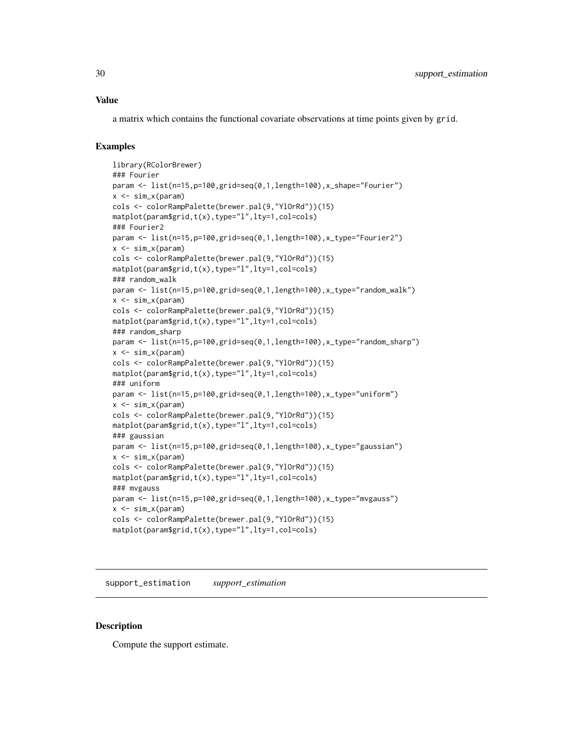## Value

a matrix which contains the functional covariate observations at time points given by `grid`.

## Examples

```
library(RColorBrewer)
### Fourier
param <- list(n=15,p=100,grid=seq(0,1,length=100),x_shape="Fourier")
x <- sim_x(param)
cols <- colorRampPalette(brewer.pal(9,"YlOrRd"))(15)
matplot(param$grid,t(x),type="l",lty=1,col=cols)
### Fourier2
param <- list(n=15,p=100,grid=seq(0,1,length=100),x_type="Fourier2")
x <- sim_x(param)
cols <- colorRampPalette(brewer.pal(9,"YlOrRd"))(15)
matplot(param$grid,t(x),type="l",lty=1,col=cols)
### random_walk
param <- list(n=15,p=100,grid=seq(0,1,length=100),x_type="random_walk")
x <- sim_x(param)
cols <- colorRampPalette(brewer.pal(9,"YlOrRd"))(15)
matplot(param$grid,t(x),type="l",lty=1,col=cols)
### random_sharp
param <- list(n=15,p=100,grid=seq(0,1,length=100),x_type="random_sharp")
x <- sim_x(param)
cols <- colorRampPalette(brewer.pal(9,"YlOrRd"))(15)
matplot(param$grid,t(x),type="l",lty=1,col=cols)
### uniform
param <- list(n=15,p=100,grid=seq(0,1,length=100),x_type="uniform")
x <- sim_x(param)
cols <- colorRampPalette(brewer.pal(9,"YlOrRd"))(15)
matplot(param$grid,t(x),type="l",lty=1,col=cols)
### gaussian
param <- list(n=15,p=100,grid=seq(0,1,length=100),x_type="gaussian")
x <- sim_x(param)
cols <- colorRampPalette(brewer.pal(9,"YlOrRd"))(15)
matplot(param$grid,t(x),type="l",lty=1,col=cols)
### mvgauss
param <- list(n=15,p=100,grid=seq(0,1,length=100),x_type="mvgauss")
x <- sim_x(param)
cols <- colorRampPalette(brewer.pal(9,"YlOrRd"))(15)
matplot(param$grid,t(x),type="l",lty=1,col=cols)
```

---

# support_estimation *support_estimation*

## Description

Compute the support estimate.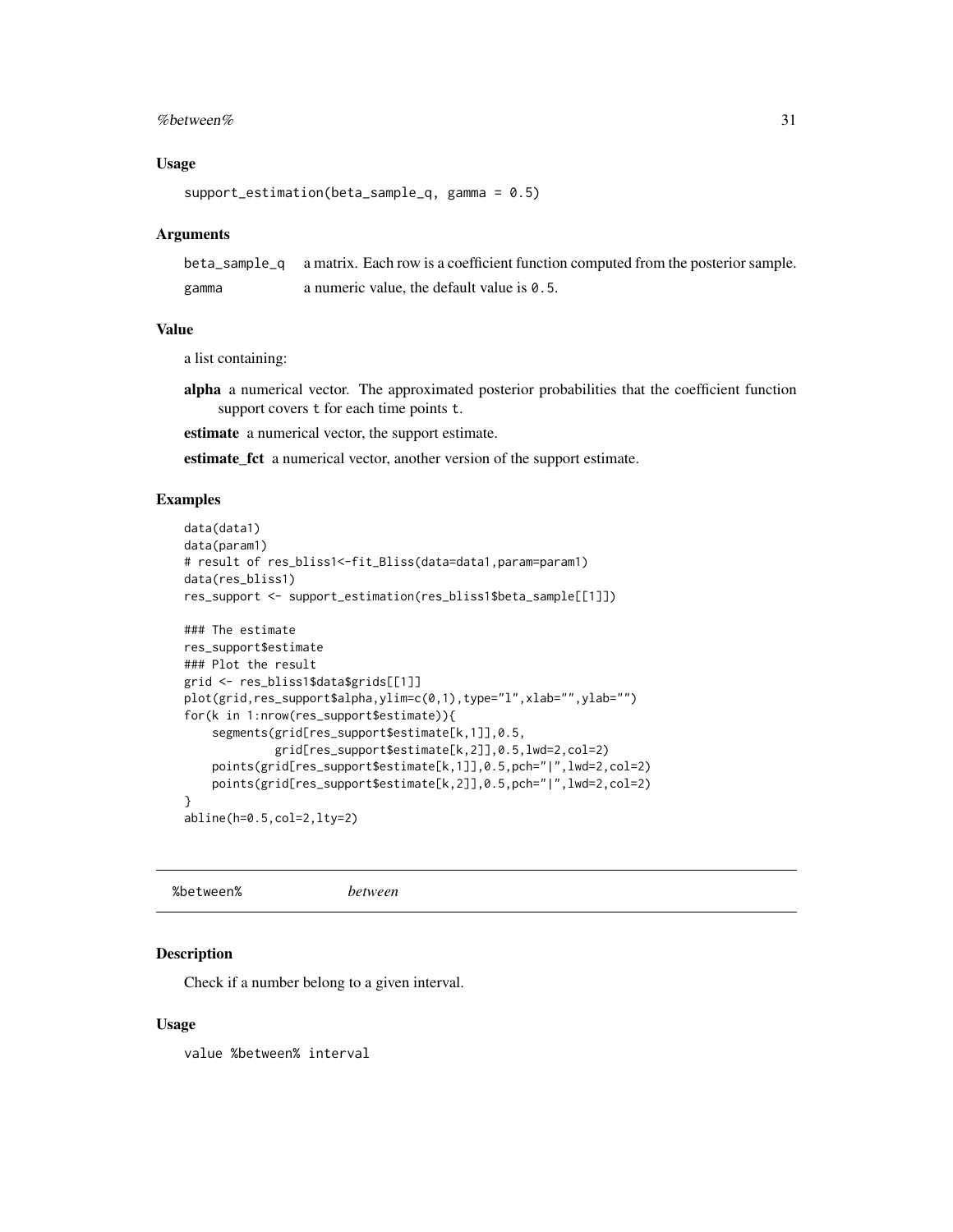### Usage

```
support_estimation(beta_sample_q, gamma = 0.5)
```

### Arguments

| | |
|---|---|
| beta_sample_q | a matrix. Each row is a coefficient function computed from the posterior sample. |
| gamma | a numeric value, the default value is 0.5. |

### Value

a list containing:

**alpha** a numerical vector. The approximated posterior probabilities that the coefficient function support covers t for each time points t.

**estimate** a numerical vector, the support estimate.

**estimate_fct** a numerical vector, another version of the support estimate.

### Examples

```
data(data1)
data(param1)
# result of res_bliss1<-fit_Bliss(data=data1,param=param1)
data(res_bliss1)
res_support <- support_estimation(res_bliss1$beta_sample[[1]])

### The estimate
res_support$estimate
### Plot the result
grid <- res_bliss1$data$grids[[1]]
plot(grid,res_support$alpha,ylim=c(0,1),type="l",xlab="",ylab="")
for(k in 1:nrow(res_support$estimate)){
    segments(grid[res_support$estimate[k,1]],0.5,
             grid[res_support$estimate[k,2]],0.5,lwd=2,col=2)
    points(grid[res_support$estimate[k,1]],0.5,pch="|",lwd=2,col=2)
    points(grid[res_support$estimate[k,2]],0.5,pch="|",lwd=2,col=2)
}
abline(h=0.5,col=2,lty=2)
```

---

## %between% *between*

### Description

Check if a number belong to a given interval.

### Usage

```
value %between% interval
```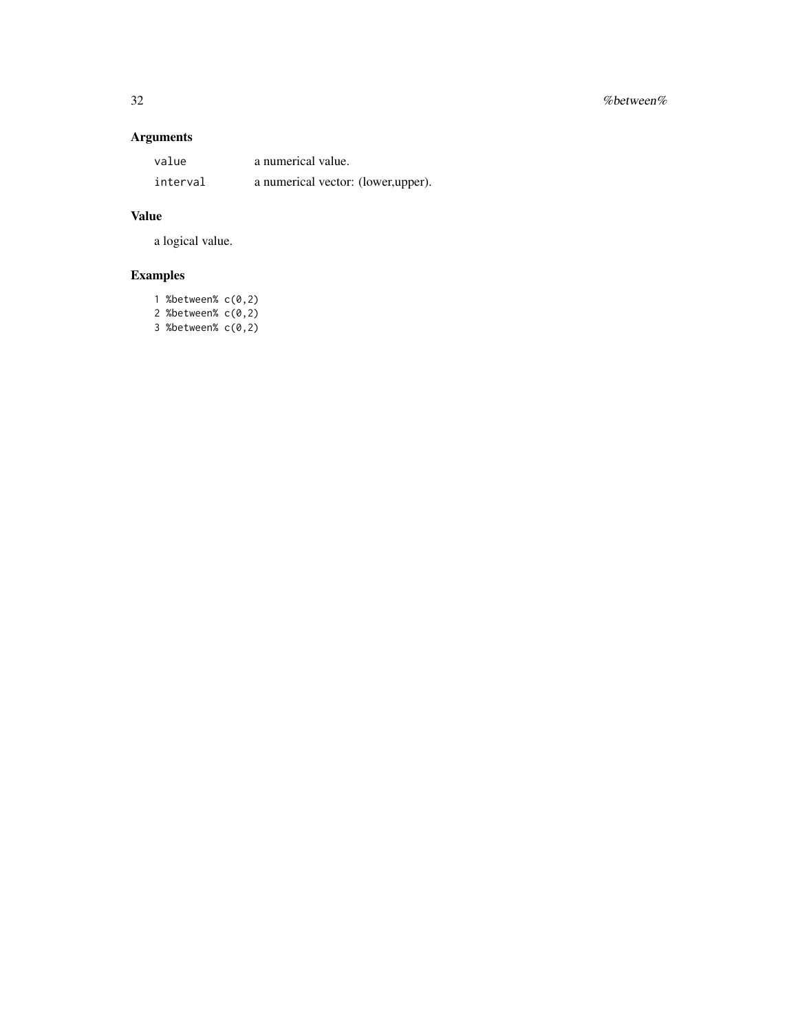## Arguments

| | |
|---|---|
| value | a numerical value. |
| interval | a numerical vector: (lower,upper). |

## Value

a logical value.

## Examples

```
1 %between% c(0,2)
2 %between% c(0,2)
3 %between% c(0,2)
```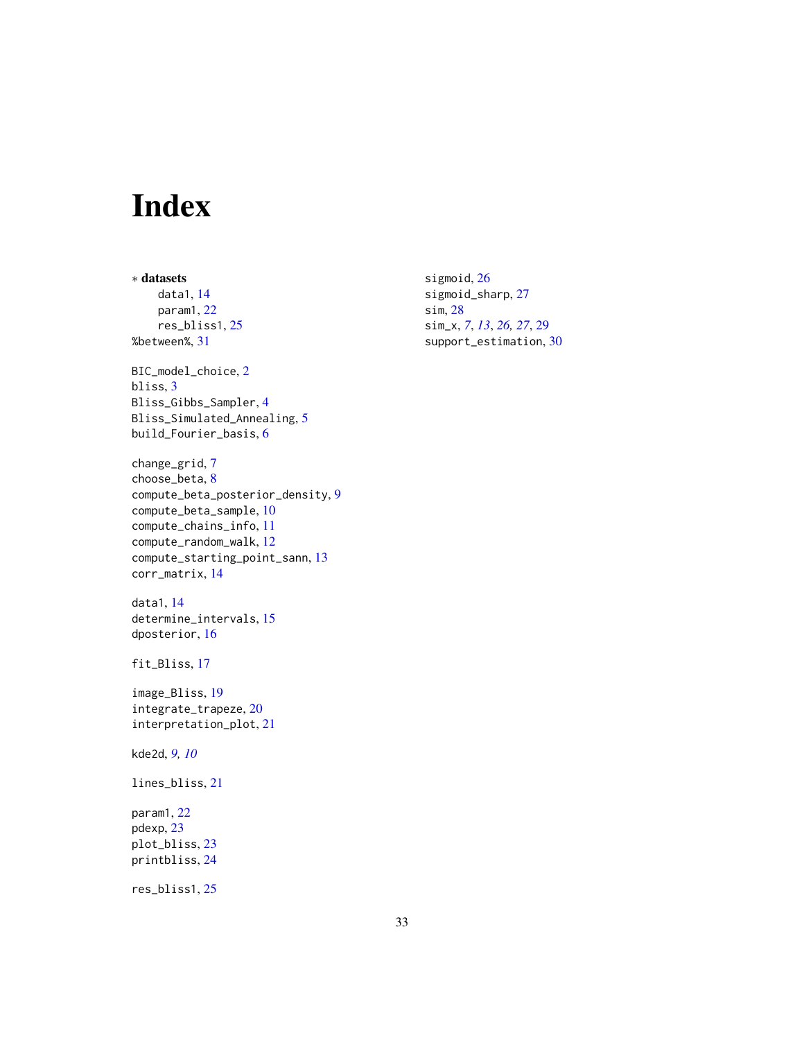# Index

∗ **datasets**
- data1, 14
- param1, 22
- res_bliss1, 25

%between%, 31

BIC_model_choice, 2
bliss, 3
Bliss_Gibbs_Sampler, 4
Bliss_Simulated_Annealing, 5
build_Fourier_basis, 6

change_grid, 7
choose_beta, 8
compute_beta_posterior_density, 9
compute_beta_sample, 10
compute_chains_info, 11
compute_random_walk, 12
compute_starting_point_sann, 13
corr_matrix, 14

data1, 14
determine_intervals, 15
dposterior, 16

fit_Bliss, 17

image_Bliss, 19
integrate_trapeze, 20
interpretation_plot, 21

kde2d, *9, 10*

lines_bliss, 21

param1, 22
pdexp, 23
plot_bliss, 23
printbliss, 24

res_bliss1, 25

sigmoid, 26
sigmoid_sharp, 27
sim, 28
sim_x, *7*, *13*, *26, 27*, 29
support_estimation, 30